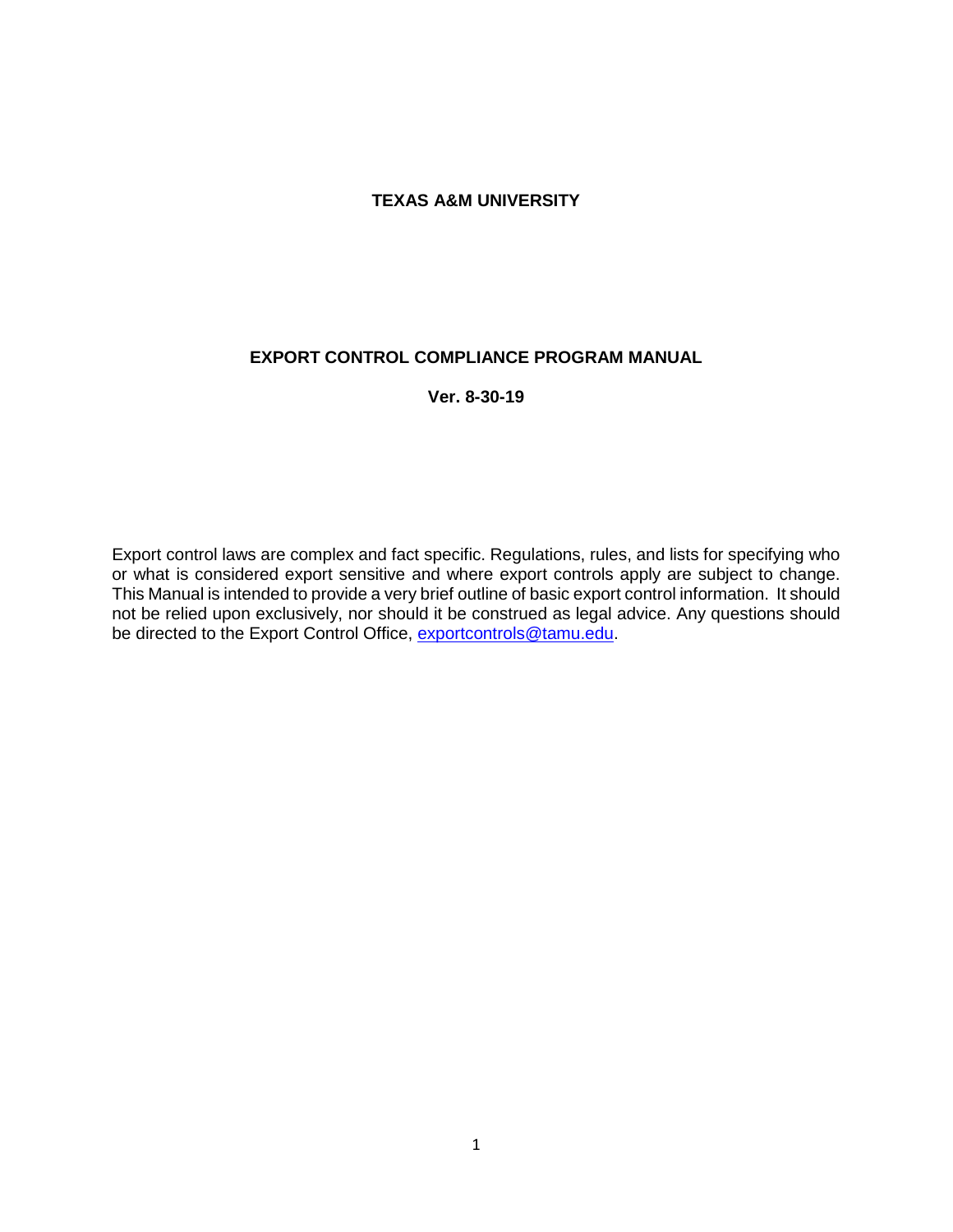# TEXAS A&M UNIVERSITY

## EXPORT CONTROL COMPLIANCE PROGRAM MANUAL

**Ver. 8-30-19**

Export control laws are complex and fact specific. Regulations, rules, and lists for specifying who or what is considered export sensitive and where export controls apply are subject to change. This Manual is intended to provide a very brief outline of basic export control information. It should not be relied upon exclusively, nor should it be construed as legal advice. Any questions should be directed to the Export Control Office, exportcontrols@tamu.edu.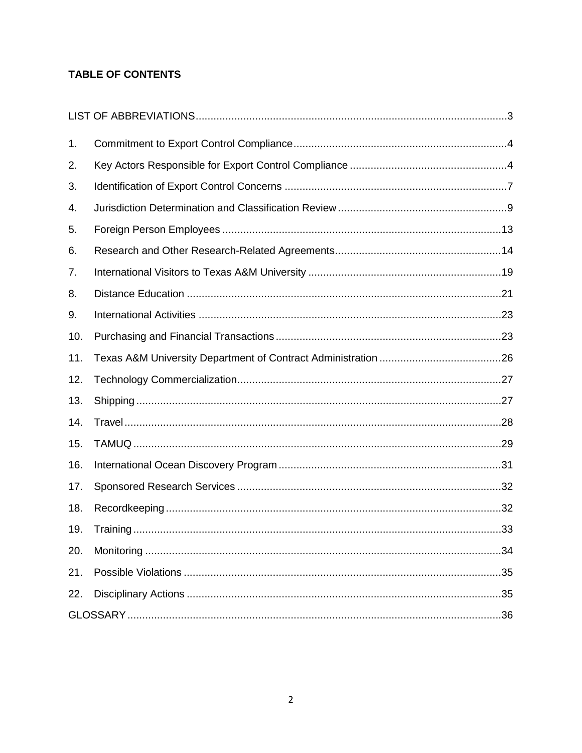**TABLE OF CONTENTS**

LIST OF ABBREVIATIONS........................................................................................................3

1. Commitment to Export Control Compliance........................................................................4
2. Key Actors Responsible for Export Control Compliance .....................................................4
3. Identification of Export Control Concerns ...........................................................................7
4. Jurisdiction Determination and Classification Review .........................................................9
5. Foreign Person Employees .............................................................................................13
6. Research and Other Research-Related Agreements........................................................14
7. International Visitors to Texas A&M University .................................................................19
8. Distance Education .........................................................................................................21
9. International Activities .....................................................................................................23
10. Purchasing and Financial Transactions ............................................................................23
11. Texas A&M University Department of Contract Administration .........................................26
12. Technology Commercialization........................................................................................27
13. Shipping ..........................................................................................................................27
14. Travel..............................................................................................................................28
15. TAMUQ ...........................................................................................................................29
16. International Ocean Discovery Program ..........................................................................31
17. Sponsored Research Services .........................................................................................32
18. Recordkeeping ................................................................................................................32
19. Training ...........................................................................................................................33
20. Monitoring .......................................................................................................................34
21. Possible Violations ...........................................................................................................35
22. Disciplinary Actions ..........................................................................................................35

GLOSSARY .............................................................................................................................36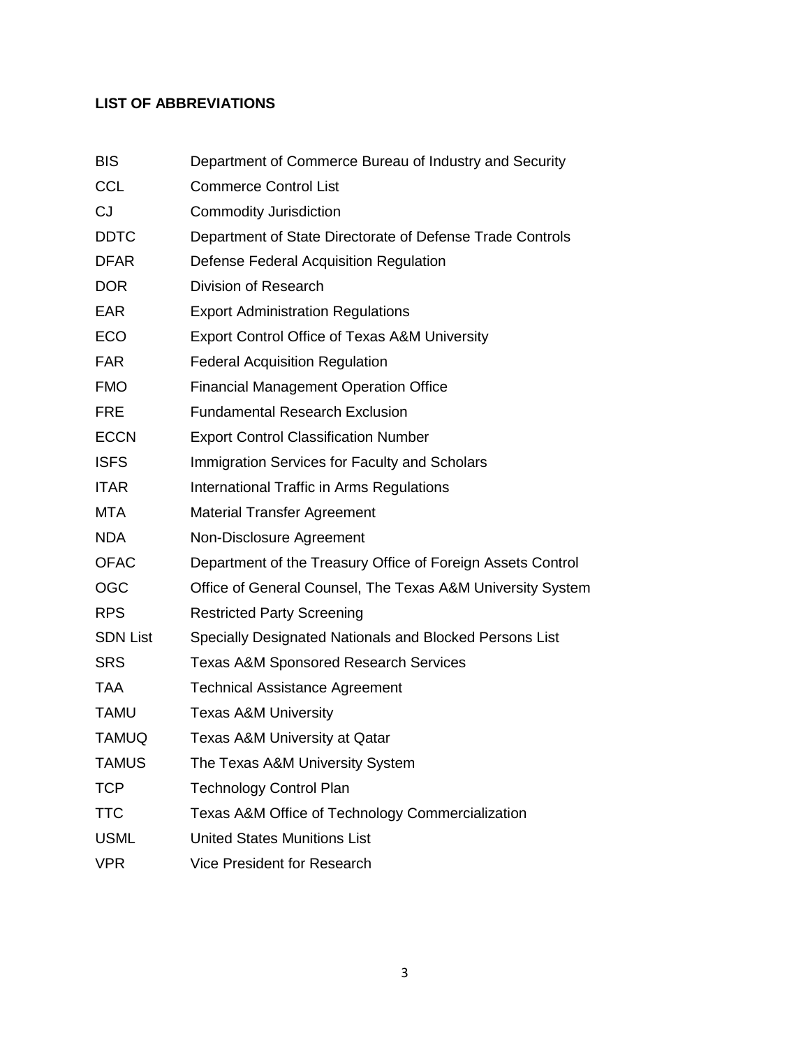## LIST OF ABBREVIATIONS

| | |
|---|---|
| BIS | Department of Commerce Bureau of Industry and Security |
| CCL | Commerce Control List |
| CJ | Commodity Jurisdiction |
| DDTC | Department of State Directorate of Defense Trade Controls |
| DFAR | Defense Federal Acquisition Regulation |
| DOR | Division of Research |
| EAR | Export Administration Regulations |
| ECO | Export Control Office of Texas A&M University |
| FAR | Federal Acquisition Regulation |
| FMO | Financial Management Operation Office |
| FRE | Fundamental Research Exclusion |
| ECCN | Export Control Classification Number |
| ISFS | Immigration Services for Faculty and Scholars |
| ITAR | International Traffic in Arms Regulations |
| MTA | Material Transfer Agreement |
| NDA | Non-Disclosure Agreement |
| OFAC | Department of the Treasury Office of Foreign Assets Control |
| OGC | Office of General Counsel, The Texas A&M University System |
| RPS | Restricted Party Screening |
| SDN List | Specially Designated Nationals and Blocked Persons List |
| SRS | Texas A&M Sponsored Research Services |
| TAA | Technical Assistance Agreement |
| TAMU | Texas A&M University |
| TAMUQ | Texas A&M University at Qatar |
| TAMUS | The Texas A&M University System |
| TCP | Technology Control Plan |
| TTC | Texas A&M Office of Technology Commercialization |
| USML | United States Munitions List |
| VPR | Vice President for Research |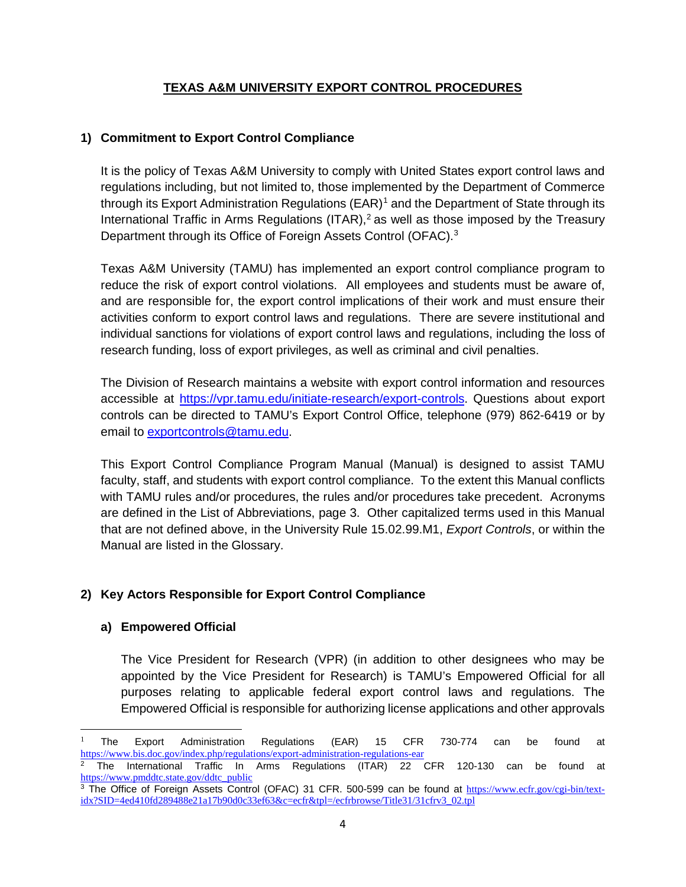# TEXAS A&M UNIVERSITY EXPORT CONTROL PROCEDURES

## 1) Commitment to Export Control Compliance

It is the policy of Texas A&M University to comply with United States export control laws and regulations including, but not limited to, those implemented by the Department of Commerce through its Export Administration Regulations (EAR)[1] and the Department of State through its International Traffic in Arms Regulations (ITAR),[2] as well as those imposed by the Treasury Department through its Office of Foreign Assets Control (OFAC).[3]

Texas A&M University (TAMU) has implemented an export control compliance program to reduce the risk of export control violations. All employees and students must be aware of, and are responsible for, the export control implications of their work and must ensure their activities conform to export control laws and regulations. There are severe institutional and individual sanctions for violations of export control laws and regulations, including the loss of research funding, loss of export privileges, as well as criminal and civil penalties.

The Division of Research maintains a website with export control information and resources accessible at https://vpr.tamu.edu/initiate-research/export-controls. Questions about export controls can be directed to TAMU's Export Control Office, telephone (979) 862-6419 or by email to exportcontrols@tamu.edu.

This Export Control Compliance Program Manual (Manual) is designed to assist TAMU faculty, staff, and students with export control compliance. To the extent this Manual conflicts with TAMU rules and/or procedures, the rules and/or procedures take precedent. Acronyms are defined in the List of Abbreviations, page 3. Other capitalized terms used in this Manual that are not defined above, in the University Rule 15.02.99.M1, *Export Controls*, or within the Manual are listed in the Glossary.

## 2) Key Actors Responsible for Export Control Compliance

### a) Empowered Official

The Vice President for Research (VPR) (in addition to other designees who may be appointed by the Vice President for Research) is TAMU's Empowered Official for all purposes relating to applicable federal export control laws and regulations. The Empowered Official is responsible for authorizing license applications and other approvals

---

[1] The Export Administration Regulations (EAR) 15 CFR 730-774 can be found at https://www.bis.doc.gov/index.php/regulations/export-administration-regulations-ear

[2] The International Traffic In Arms Regulations (ITAR) 22 CFR 120-130 can be found at https://www.pmddtc.state.gov/ddtc_public

[3] The Office of Foreign Assets Control (OFAC) 31 CFR. 500-599 can be found at https://www.ecfr.gov/cgi-bin/text-idx?SID=4ed410fd289488e21a17b90d0c33ef63&c=ecfr&tpl=/ecfrbrowse/Title31/31cfrv3_02.tpl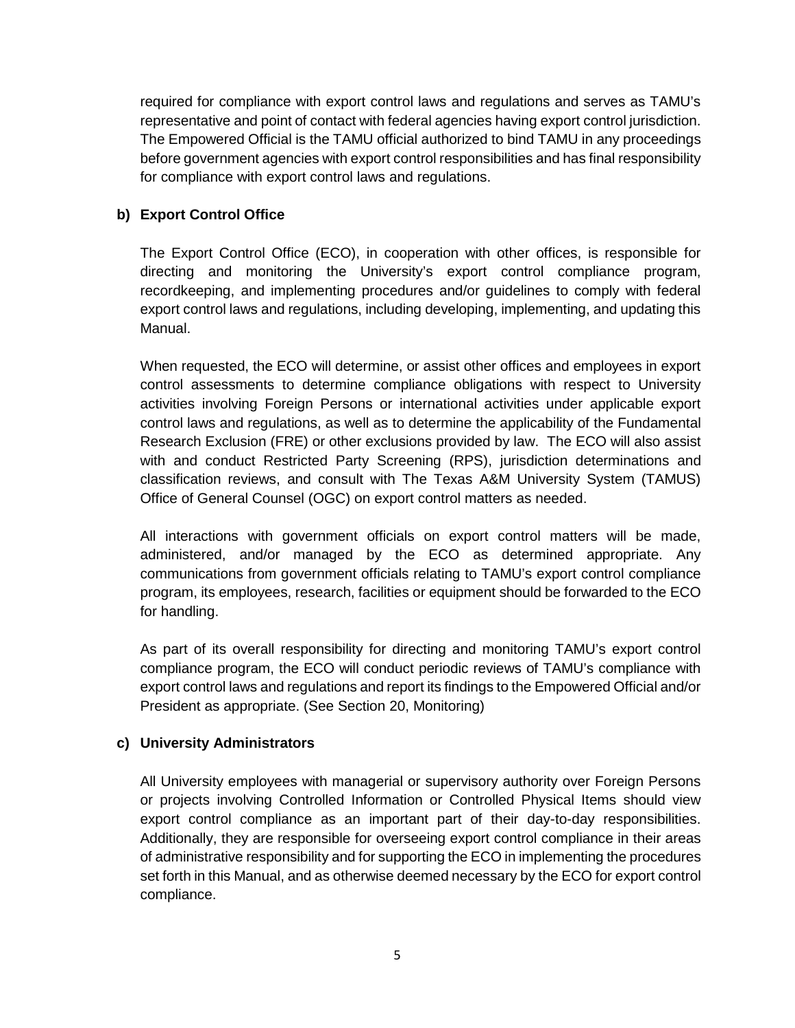required for compliance with export control laws and regulations and serves as TAMU's representative and point of contact with federal agencies having export control jurisdiction. The Empowered Official is the TAMU official authorized to bind TAMU in any proceedings before government agencies with export control responsibilities and has final responsibility for compliance with export control laws and regulations.

**b) Export Control Office**

The Export Control Office (ECO), in cooperation with other offices, is responsible for directing and monitoring the University's export control compliance program, recordkeeping, and implementing procedures and/or guidelines to comply with federal export control laws and regulations, including developing, implementing, and updating this Manual.

When requested, the ECO will determine, or assist other offices and employees in export control assessments to determine compliance obligations with respect to University activities involving Foreign Persons or international activities under applicable export control laws and regulations, as well as to determine the applicability of the Fundamental Research Exclusion (FRE) or other exclusions provided by law. The ECO will also assist with and conduct Restricted Party Screening (RPS), jurisdiction determinations and classification reviews, and consult with The Texas A&M University System (TAMUS) Office of General Counsel (OGC) on export control matters as needed.

All interactions with government officials on export control matters will be made, administered, and/or managed by the ECO as determined appropriate. Any communications from government officials relating to TAMU's export control compliance program, its employees, research, facilities or equipment should be forwarded to the ECO for handling.

As part of its overall responsibility for directing and monitoring TAMU's export control compliance program, the ECO will conduct periodic reviews of TAMU's compliance with export control laws and regulations and report its findings to the Empowered Official and/or President as appropriate. (See Section 20, Monitoring)

**c) University Administrators**

All University employees with managerial or supervisory authority over Foreign Persons or projects involving Controlled Information or Controlled Physical Items should view export control compliance as an important part of their day-to-day responsibilities. Additionally, they are responsible for overseeing export control compliance in their areas of administrative responsibility and for supporting the ECO in implementing the procedures set forth in this Manual, and as otherwise deemed necessary by the ECO for export control compliance.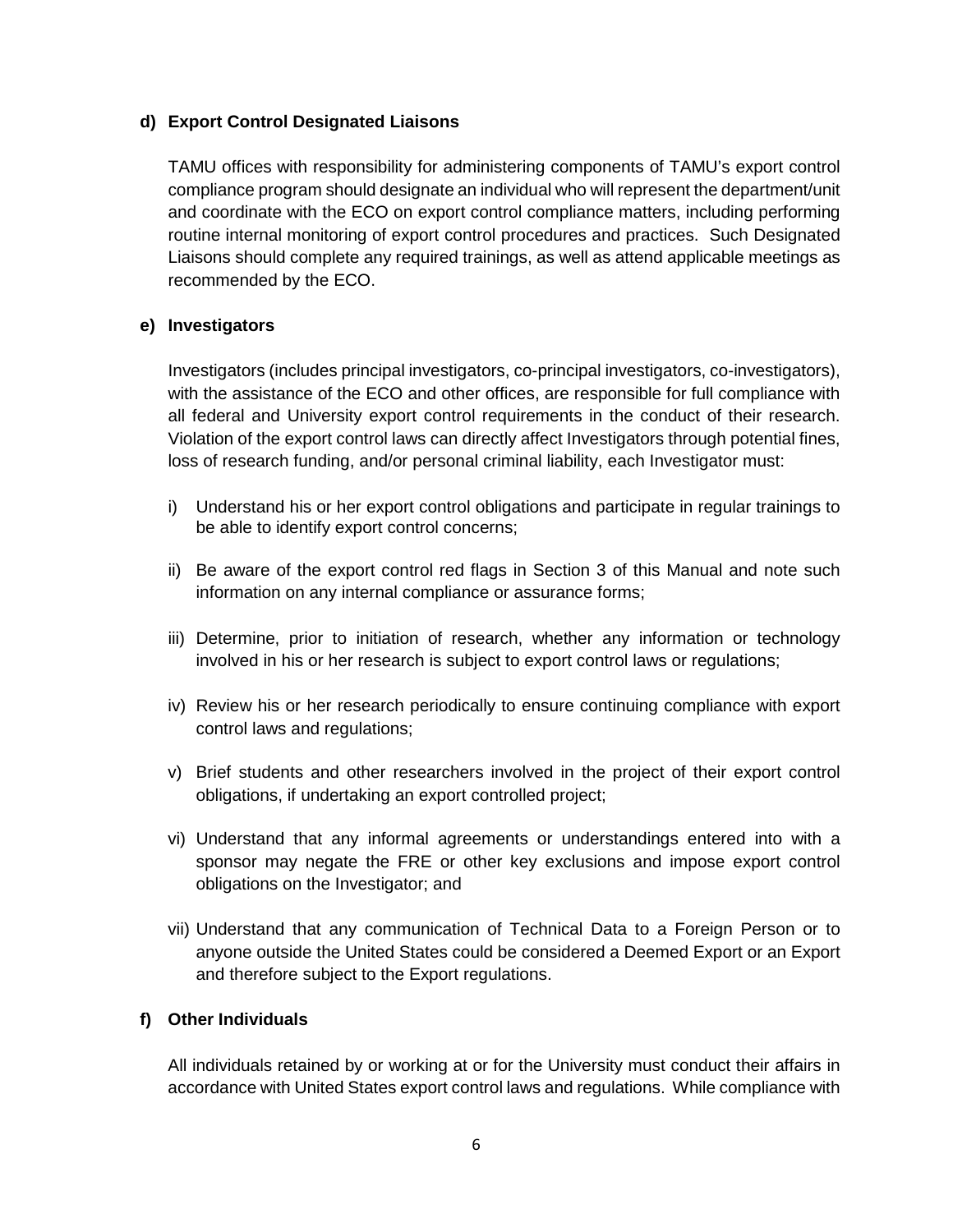**d) Export Control Designated Liaisons**

TAMU offices with responsibility for administering components of TAMU's export control compliance program should designate an individual who will represent the department/unit and coordinate with the ECO on export control compliance matters, including performing routine internal monitoring of export control procedures and practices. Such Designated Liaisons should complete any required trainings, as well as attend applicable meetings as recommended by the ECO.

**e) Investigators**

Investigators (includes principal investigators, co-principal investigators, co-investigators), with the assistance of the ECO and other offices, are responsible for full compliance with all federal and University export control requirements in the conduct of their research. Violation of the export control laws can directly affect Investigators through potential fines, loss of research funding, and/or personal criminal liability, each Investigator must:

i) Understand his or her export control obligations and participate in regular trainings to be able to identify export control concerns;

ii) Be aware of the export control red flags in Section 3 of this Manual and note such information on any internal compliance or assurance forms;

iii) Determine, prior to initiation of research, whether any information or technology involved in his or her research is subject to export control laws or regulations;

iv) Review his or her research periodically to ensure continuing compliance with export control laws and regulations;

v) Brief students and other researchers involved in the project of their export control obligations, if undertaking an export controlled project;

vi) Understand that any informal agreements or understandings entered into with a sponsor may negate the FRE or other key exclusions and impose export control obligations on the Investigator; and

vii) Understand that any communication of Technical Data to a Foreign Person or to anyone outside the United States could be considered a Deemed Export or an Export and therefore subject to the Export regulations.

**f) Other Individuals**

All individuals retained by or working at or for the University must conduct their affairs in accordance with United States export control laws and regulations. While compliance with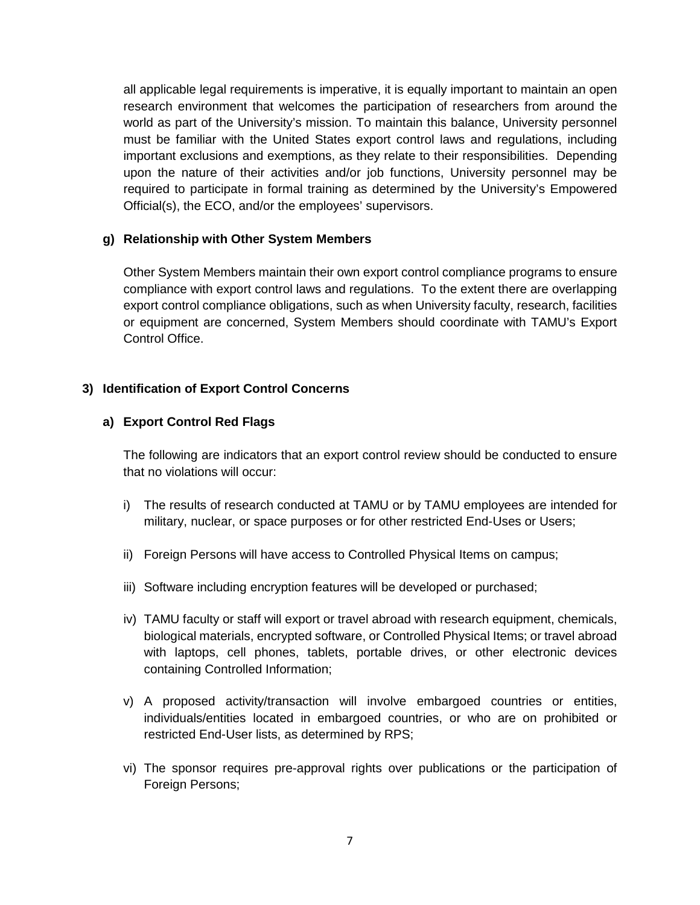all applicable legal requirements is imperative, it is equally important to maintain an open research environment that welcomes the participation of researchers from around the world as part of the University's mission. To maintain this balance, University personnel must be familiar with the United States export control laws and regulations, including important exclusions and exemptions, as they relate to their responsibilities. Depending upon the nature of their activities and/or job functions, University personnel may be required to participate in formal training as determined by the University's Empowered Official(s), the ECO, and/or the employees' supervisors.

#### g) Relationship with Other System Members

Other System Members maintain their own export control compliance programs to ensure compliance with export control laws and regulations. To the extent there are overlapping export control compliance obligations, such as when University faculty, research, facilities or equipment are concerned, System Members should coordinate with TAMU's Export Control Office.

### 3) Identification of Export Control Concerns

#### a) Export Control Red Flags

The following are indicators that an export control review should be conducted to ensure that no violations will occur:

i) The results of research conducted at TAMU or by TAMU employees are intended for military, nuclear, or space purposes or for other restricted End-Uses or Users;

ii) Foreign Persons will have access to Controlled Physical Items on campus;

iii) Software including encryption features will be developed or purchased;

iv) TAMU faculty or staff will export or travel abroad with research equipment, chemicals, biological materials, encrypted software, or Controlled Physical Items; or travel abroad with laptops, cell phones, tablets, portable drives, or other electronic devices containing Controlled Information;

v) A proposed activity/transaction will involve embargoed countries or entities, individuals/entities located in embargoed countries, or who are on prohibited or restricted End-User lists, as determined by RPS;

vi) The sponsor requires pre-approval rights over publications or the participation of Foreign Persons;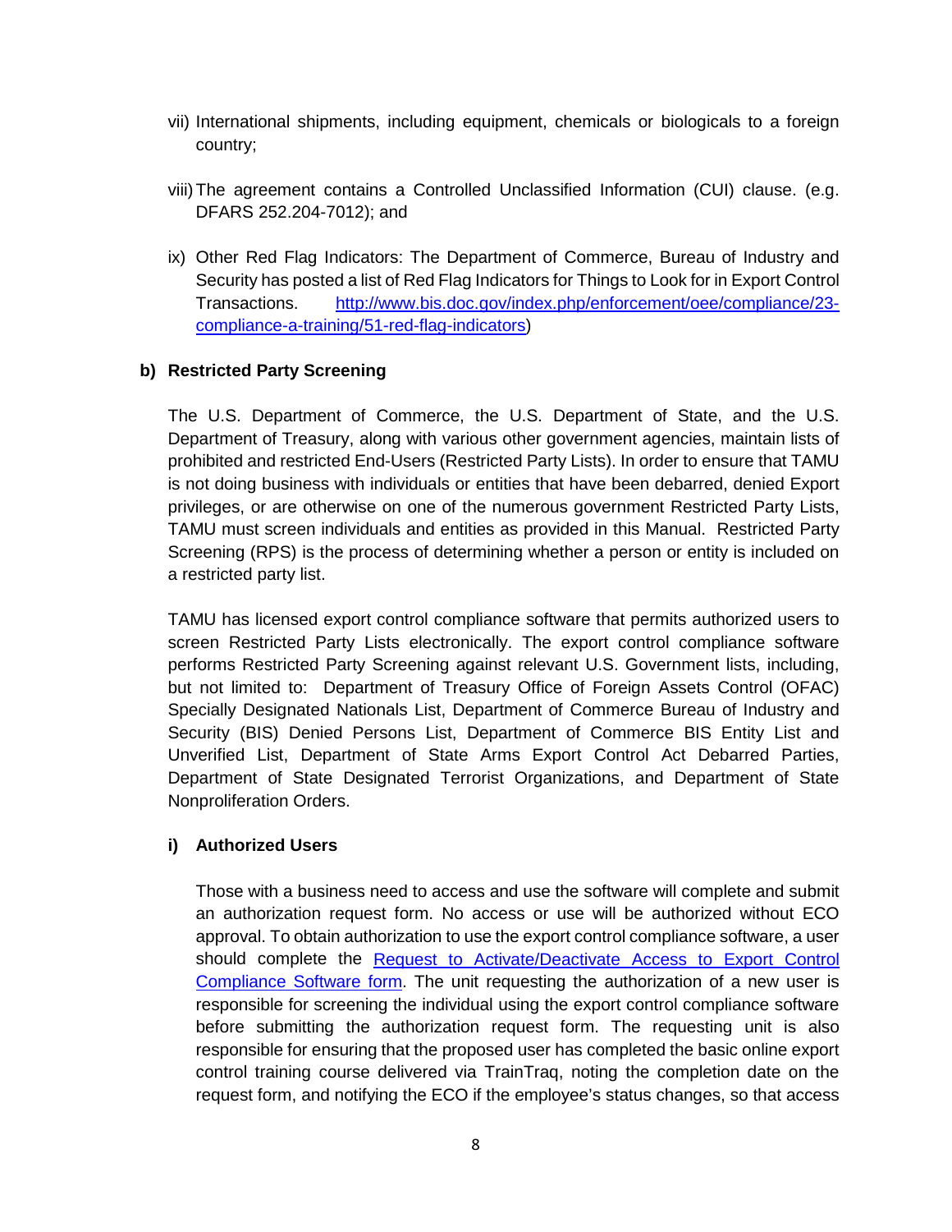vii) International shipments, including equipment, chemicals or biologicals to a foreign country;

viii) The agreement contains a Controlled Unclassified Information (CUI) clause. (e.g. DFARS 252.204-7012); and

ix) Other Red Flag Indicators: The Department of Commerce, Bureau of Industry and Security has posted a list of Red Flag Indicators for Things to Look for in Export Control Transactions. [http://www.bis.doc.gov/index.php/enforcement/oee/compliance/23-compliance-a-training/51-red-flag-indicators](http://www.bis.doc.gov/index.php/enforcement/oee/compliance/23-compliance-a-training/51-red-flag-indicators))

**b) Restricted Party Screening**

The U.S. Department of Commerce, the U.S. Department of State, and the U.S. Department of Treasury, along with various other government agencies, maintain lists of prohibited and restricted End-Users (Restricted Party Lists). In order to ensure that TAMU is not doing business with individuals or entities that have been debarred, denied Export privileges, or are otherwise on one of the numerous government Restricted Party Lists, TAMU must screen individuals and entities as provided in this Manual. Restricted Party Screening (RPS) is the process of determining whether a person or entity is included on a restricted party list.

TAMU has licensed export control compliance software that permits authorized users to screen Restricted Party Lists electronically. The export control compliance software performs Restricted Party Screening against relevant U.S. Government lists, including, but not limited to: Department of Treasury Office of Foreign Assets Control (OFAC) Specially Designated Nationals List, Department of Commerce Bureau of Industry and Security (BIS) Denied Persons List, Department of Commerce BIS Entity List and Unverified List, Department of State Arms Export Control Act Debarred Parties, Department of State Designated Terrorist Organizations, and Department of State Nonproliferation Orders.

**i) Authorized Users**

Those with a business need to access and use the software will complete and submit an authorization request form. No access or use will be authorized without ECO approval. To obtain authorization to use the export control compliance software, a user should complete the Request to Activate/Deactivate Access to Export Control Compliance Software form. The unit requesting the authorization of a new user is responsible for screening the individual using the export control compliance software before submitting the authorization request form. The requesting unit is also responsible for ensuring that the proposed user has completed the basic online export control training course delivered via TrainTraq, noting the completion date on the request form, and notifying the ECO if the employee's status changes, so that access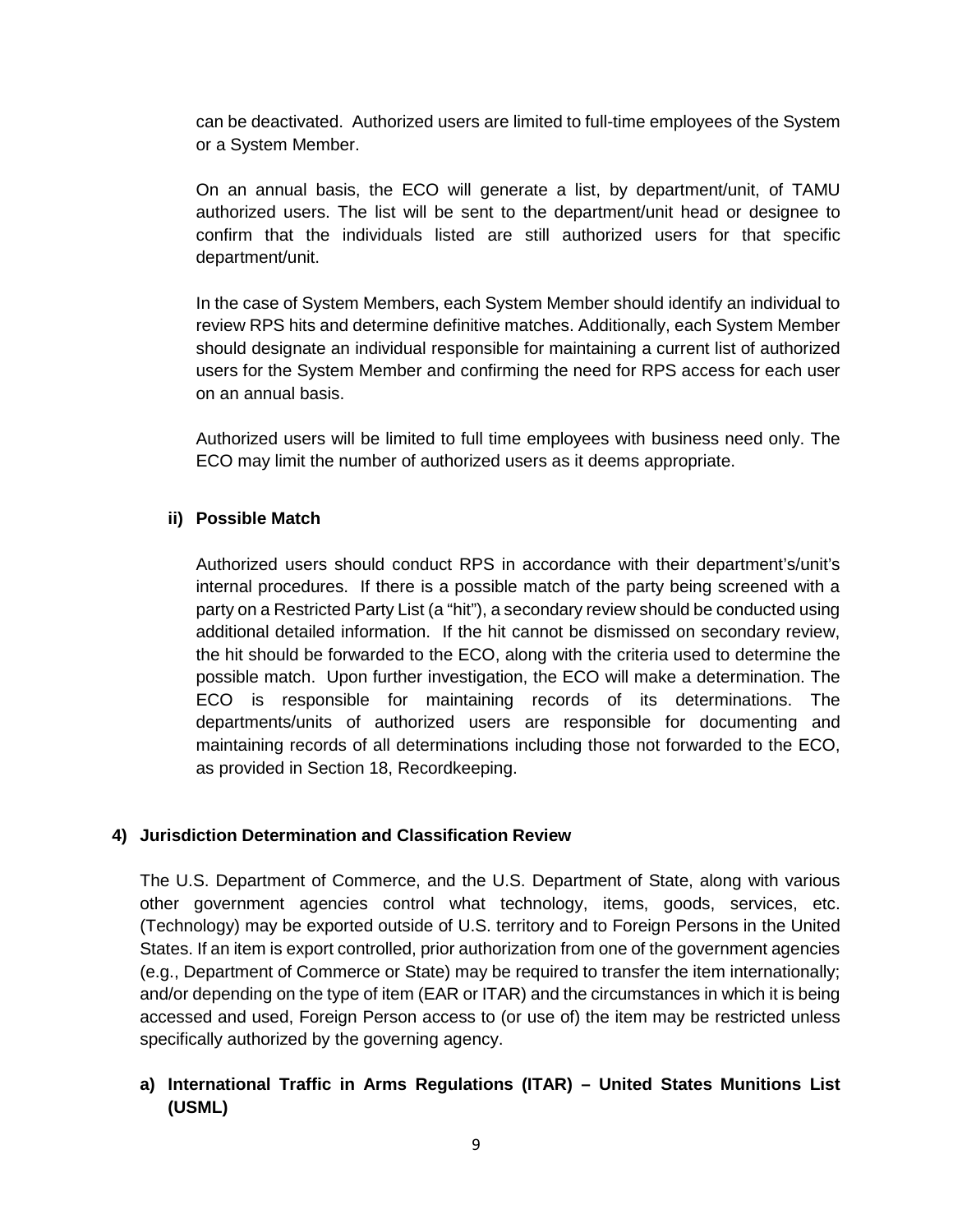can be deactivated. Authorized users are limited to full-time employees of the System or a System Member.

On an annual basis, the ECO will generate a list, by department/unit, of TAMU authorized users. The list will be sent to the department/unit head or designee to confirm that the individuals listed are still authorized users for that specific department/unit.

In the case of System Members, each System Member should identify an individual to review RPS hits and determine definitive matches. Additionally, each System Member should designate an individual responsible for maintaining a current list of authorized users for the System Member and confirming the need for RPS access for each user on an annual basis.

Authorized users will be limited to full time employees with business need only. The ECO may limit the number of authorized users as it deems appropriate.

**ii) Possible Match**

Authorized users should conduct RPS in accordance with their department's/unit's internal procedures. If there is a possible match of the party being screened with a party on a Restricted Party List (a "hit"), a secondary review should be conducted using additional detailed information. If the hit cannot be dismissed on secondary review, the hit should be forwarded to the ECO, along with the criteria used to determine the possible match. Upon further investigation, the ECO will make a determination. The ECO is responsible for maintaining records of its determinations. The departments/units of authorized users are responsible for documenting and maintaining records of all determinations including those not forwarded to the ECO, as provided in Section 18, Recordkeeping.

## 4) Jurisdiction Determination and Classification Review

The U.S. Department of Commerce, and the U.S. Department of State, along with various other government agencies control what technology, items, goods, services, etc. (Technology) may be exported outside of U.S. territory and to Foreign Persons in the United States. If an item is export controlled, prior authorization from one of the government agencies (e.g., Department of Commerce or State) may be required to transfer the item internationally; and/or depending on the type of item (EAR or ITAR) and the circumstances in which it is being accessed and used, Foreign Person access to (or use of) the item may be restricted unless specifically authorized by the governing agency.

### a) International Traffic in Arms Regulations (ITAR) – United States Munitions List (USML)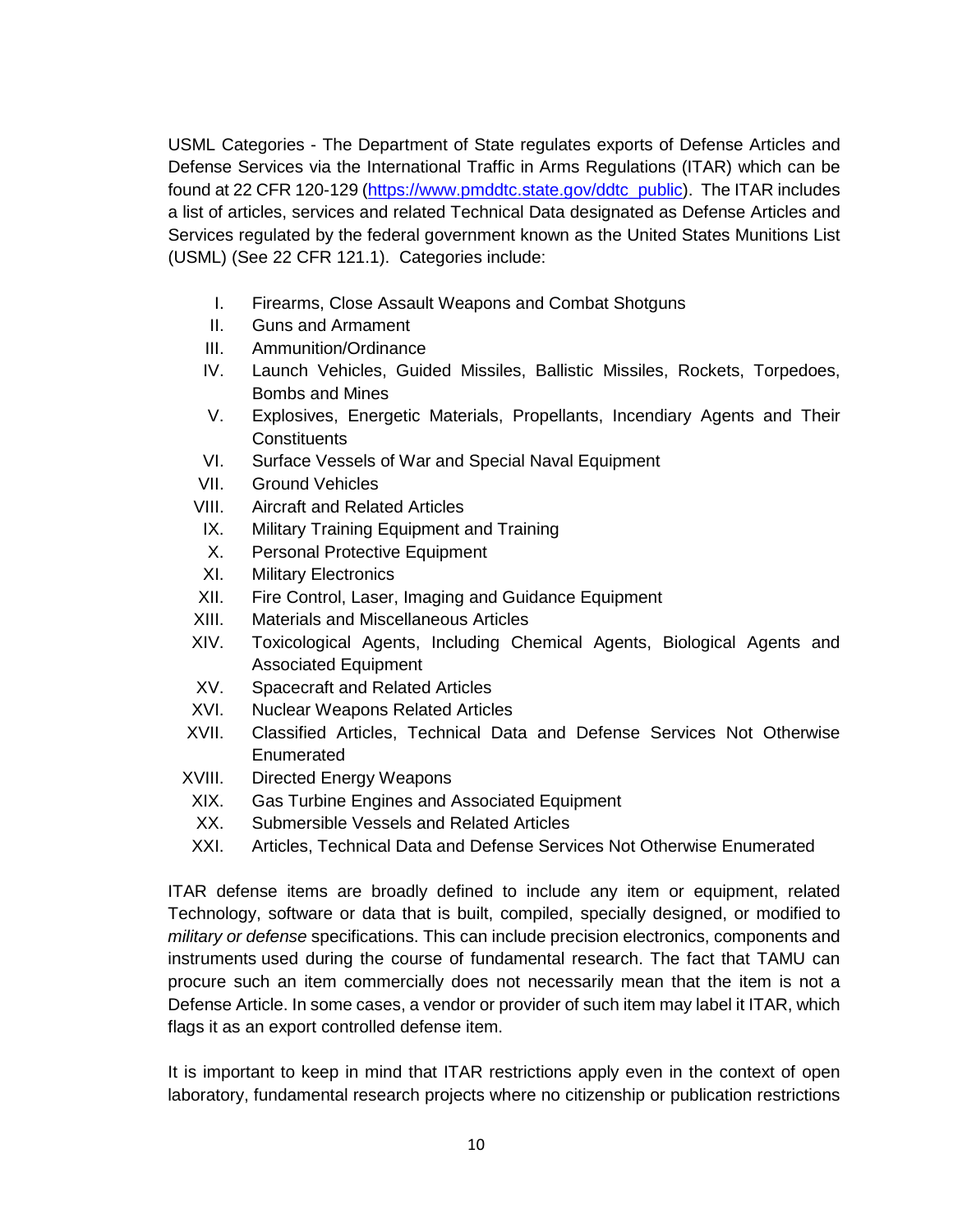USML Categories - The Department of State regulates exports of Defense Articles and Defense Services via the International Traffic in Arms Regulations (ITAR) which can be found at 22 CFR 120-129 ([https://www.pmddtc.state.gov/ddtc_public](https://www.pmddtc.state.gov/ddtc_public)). The ITAR includes a list of articles, services and related Technical Data designated as Defense Articles and Services regulated by the federal government known as the United States Munitions List (USML) (See 22 CFR 121.1). Categories include:

- I. Firearms, Close Assault Weapons and Combat Shotguns
- II. Guns and Armament
- III. Ammunition/Ordinance
- IV. Launch Vehicles, Guided Missiles, Ballistic Missiles, Rockets, Torpedoes, Bombs and Mines
- V. Explosives, Energetic Materials, Propellants, Incendiary Agents and Their Constituents
- VI. Surface Vessels of War and Special Naval Equipment
- VII. Ground Vehicles
- VIII. Aircraft and Related Articles
- IX. Military Training Equipment and Training
- X. Personal Protective Equipment
- XI. Military Electronics
- XII. Fire Control, Laser, Imaging and Guidance Equipment
- XIII. Materials and Miscellaneous Articles
- XIV. Toxicological Agents, Including Chemical Agents, Biological Agents and Associated Equipment
- XV. Spacecraft and Related Articles
- XVI. Nuclear Weapons Related Articles
- XVII. Classified Articles, Technical Data and Defense Services Not Otherwise Enumerated
- XVIII. Directed Energy Weapons
- XIX. Gas Turbine Engines and Associated Equipment
- XX. Submersible Vessels and Related Articles
- XXI. Articles, Technical Data and Defense Services Not Otherwise Enumerated

ITAR defense items are broadly defined to include any item or equipment, related Technology, software or data that is built, compiled, specially designed, or modified to *military or defense* specifications. This can include precision electronics, components and instruments used during the course of fundamental research. The fact that TAMU can procure such an item commercially does not necessarily mean that the item is not a Defense Article. In some cases, a vendor or provider of such item may label it ITAR, which flags it as an export controlled defense item.

It is important to keep in mind that ITAR restrictions apply even in the context of open laboratory, fundamental research projects where no citizenship or publication restrictions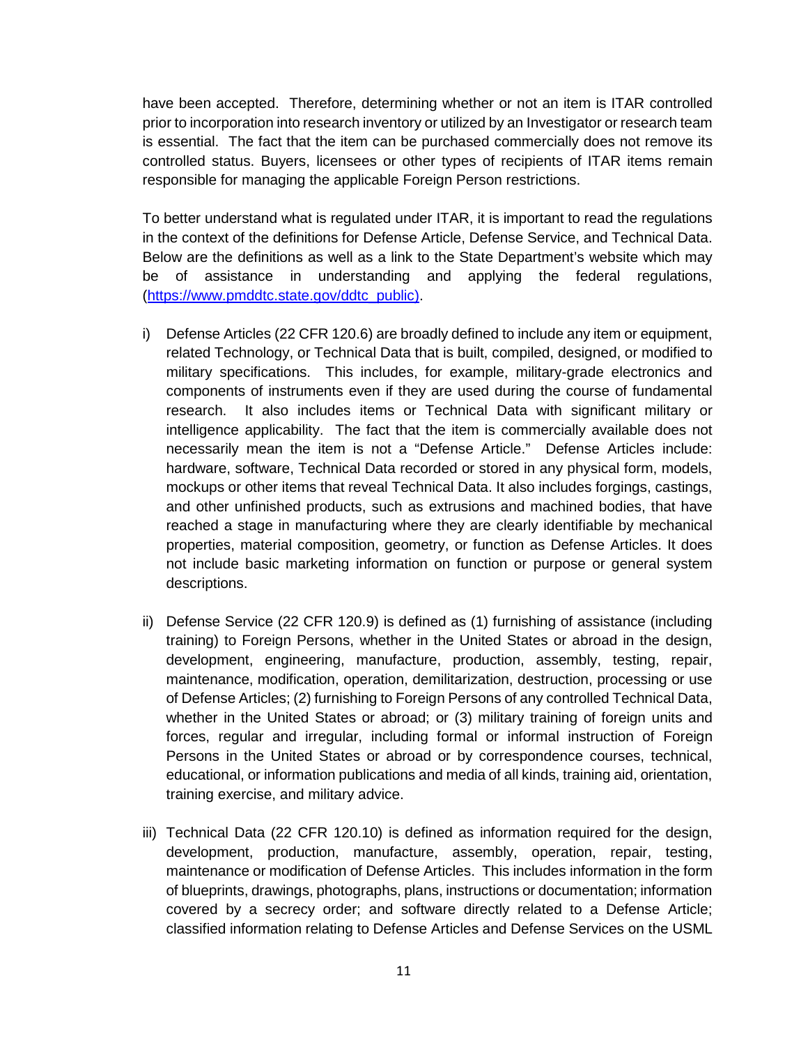have been accepted. Therefore, determining whether or not an item is ITAR controlled prior to incorporation into research inventory or utilized by an Investigator or research team is essential. The fact that the item can be purchased commercially does not remove its controlled status. Buyers, licensees or other types of recipients of ITAR items remain responsible for managing the applicable Foreign Person restrictions.

To better understand what is regulated under ITAR, it is important to read the regulations in the context of the definitions for Defense Article, Defense Service, and Technical Data. Below are the definitions as well as a link to the State Department's website which may be of assistance in understanding and applying the federal regulations, (https://www.pmddtc.state.gov/ddtc_public).

i) Defense Articles (22 CFR 120.6) are broadly defined to include any item or equipment, related Technology, or Technical Data that is built, compiled, designed, or modified to military specifications. This includes, for example, military-grade electronics and components of instruments even if they are used during the course of fundamental research. It also includes items or Technical Data with significant military or intelligence applicability. The fact that the item is commercially available does not necessarily mean the item is not a "Defense Article." Defense Articles include: hardware, software, Technical Data recorded or stored in any physical form, models, mockups or other items that reveal Technical Data. It also includes forgings, castings, and other unfinished products, such as extrusions and machined bodies, that have reached a stage in manufacturing where they are clearly identifiable by mechanical properties, material composition, geometry, or function as Defense Articles. It does not include basic marketing information on function or purpose or general system descriptions.

ii) Defense Service (22 CFR 120.9) is defined as (1) furnishing of assistance (including training) to Foreign Persons, whether in the United States or abroad in the design, development, engineering, manufacture, production, assembly, testing, repair, maintenance, modification, operation, demilitarization, destruction, processing or use of Defense Articles; (2) furnishing to Foreign Persons of any controlled Technical Data, whether in the United States or abroad; or (3) military training of foreign units and forces, regular and irregular, including formal or informal instruction of Foreign Persons in the United States or abroad or by correspondence courses, technical, educational, or information publications and media of all kinds, training aid, orientation, training exercise, and military advice.

iii) Technical Data (22 CFR 120.10) is defined as information required for the design, development, production, manufacture, assembly, operation, repair, testing, maintenance or modification of Defense Articles. This includes information in the form of blueprints, drawings, photographs, plans, instructions or documentation; information covered by a secrecy order; and software directly related to a Defense Article; classified information relating to Defense Articles and Defense Services on the USML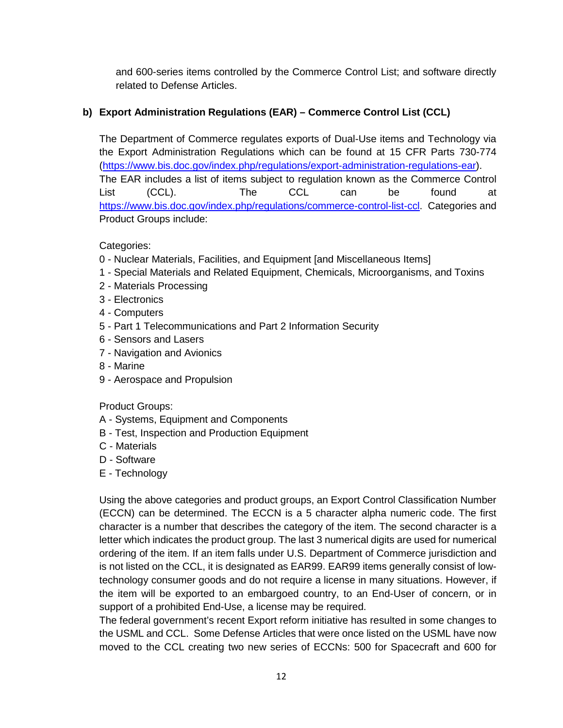and 600-series items controlled by the Commerce Control List; and software directly related to Defense Articles.

**b) Export Administration Regulations (EAR) – Commerce Control List (CCL)**

The Department of Commerce regulates exports of Dual-Use items and Technology via the Export Administration Regulations which can be found at 15 CFR Parts 730-774 (https://www.bis.doc.gov/index.php/regulations/export-administration-regulations-ear). The EAR includes a list of items subject to regulation known as the Commerce Control List (CCL). The CCL can be found at https://www.bis.doc.gov/index.php/regulations/commerce-control-list-ccl. Categories and Product Groups include:

Categories:
0 - Nuclear Materials, Facilities, and Equipment [and Miscellaneous Items]
1 - Special Materials and Related Equipment, Chemicals, Microorganisms, and Toxins
2 - Materials Processing
3 - Electronics
4 - Computers
5 - Part 1 Telecommunications and Part 2 Information Security
6 - Sensors and Lasers
7 - Navigation and Avionics
8 - Marine
9 - Aerospace and Propulsion

Product Groups:
A - Systems, Equipment and Components
B - Test, Inspection and Production Equipment
C - Materials
D - Software
E - Technology

Using the above categories and product groups, an Export Control Classification Number (ECCN) can be determined. The ECCN is a 5 character alpha numeric code. The first character is a number that describes the category of the item. The second character is a letter which indicates the product group. The last 3 numerical digits are used for numerical ordering of the item. If an item falls under U.S. Department of Commerce jurisdiction and is not listed on the CCL, it is designated as EAR99. EAR99 items generally consist of low-technology consumer goods and do not require a license in many situations. However, if the item will be exported to an embargoed country, to an End-User of concern, or in support of a prohibited End-Use, a license may be required.
The federal government's recent Export reform initiative has resulted in some changes to the USML and CCL. Some Defense Articles that were once listed on the USML have now moved to the CCL creating two new series of ECCNs: 500 for Spacecraft and 600 for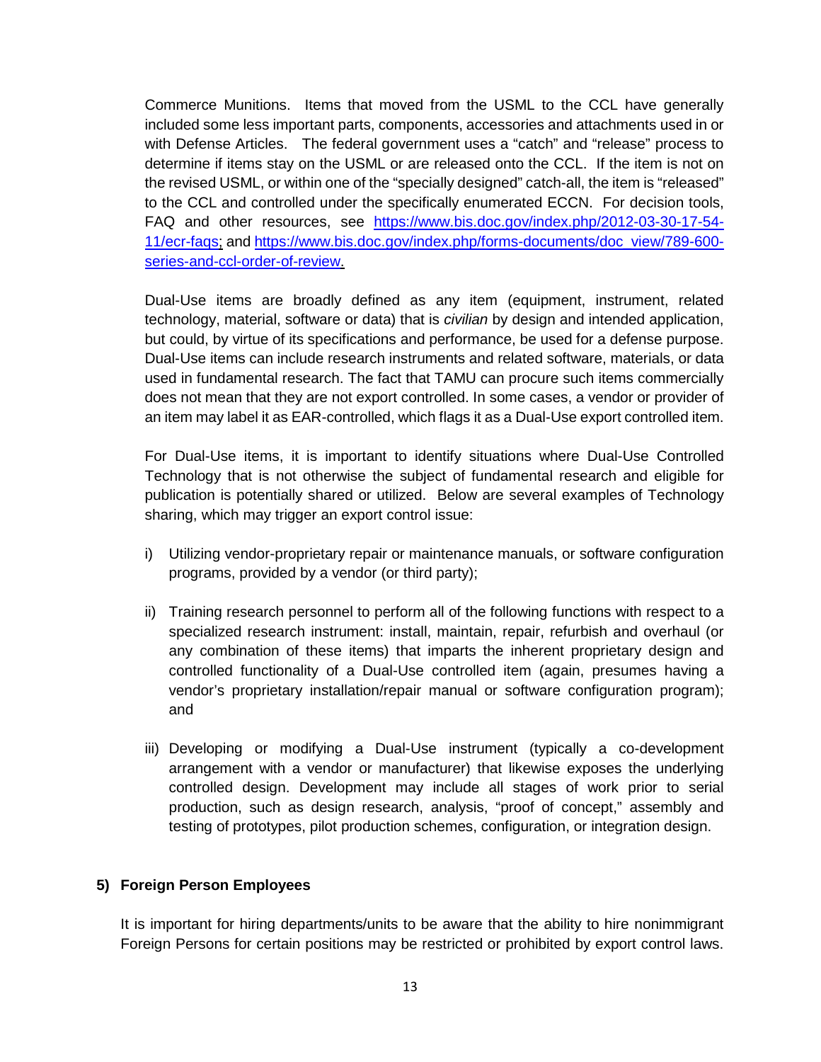Commerce Munitions. Items that moved from the USML to the CCL have generally included some less important parts, components, accessories and attachments used in or with Defense Articles. The federal government uses a "catch" and "release" process to determine if items stay on the USML or are released onto the CCL. If the item is not on the revised USML, or within one of the "specially designed" catch-all, the item is "released" to the CCL and controlled under the specifically enumerated ECCN. For decision tools, FAQ and other resources, see [https://www.bis.doc.gov/index.php/2012-03-30-17-54-11/ecr-faqs](https://www.bis.doc.gov/index.php/2012-03-30-17-54-11/ecr-faqs); and [https://www.bis.doc.gov/index.php/forms-documents/doc_view/789-600-series-and-ccl-order-of-review](https://www.bis.doc.gov/index.php/forms-documents/doc_view/789-600-series-and-ccl-order-of-review).

Dual-Use items are broadly defined as any item (equipment, instrument, related technology, material, software or data) that is *civilian* by design and intended application, but could, by virtue of its specifications and performance, be used for a defense purpose. Dual-Use items can include research instruments and related software, materials, or data used in fundamental research. The fact that TAMU can procure such items commercially does not mean that they are not export controlled. In some cases, a vendor or provider of an item may label it as EAR-controlled, which flags it as a Dual-Use export controlled item.

For Dual-Use items, it is important to identify situations where Dual-Use Controlled Technology that is not otherwise the subject of fundamental research and eligible for publication is potentially shared or utilized. Below are several examples of Technology sharing, which may trigger an export control issue:

i) Utilizing vendor-proprietary repair or maintenance manuals, or software configuration programs, provided by a vendor (or third party);

ii) Training research personnel to perform all of the following functions with respect to a specialized research instrument: install, maintain, repair, refurbish and overhaul (or any combination of these items) that imparts the inherent proprietary design and controlled functionality of a Dual-Use controlled item (again, presumes having a vendor's proprietary installation/repair manual or software configuration program); and

iii) Developing or modifying a Dual-Use instrument (typically a co-development arrangement with a vendor or manufacturer) that likewise exposes the underlying controlled design. Development may include all stages of work prior to serial production, such as design research, analysis, "proof of concept," assembly and testing of prototypes, pilot production schemes, configuration, or integration design.

## 5) Foreign Person Employees

It is important for hiring departments/units to be aware that the ability to hire nonimmigrant Foreign Persons for certain positions may be restricted or prohibited by export control laws.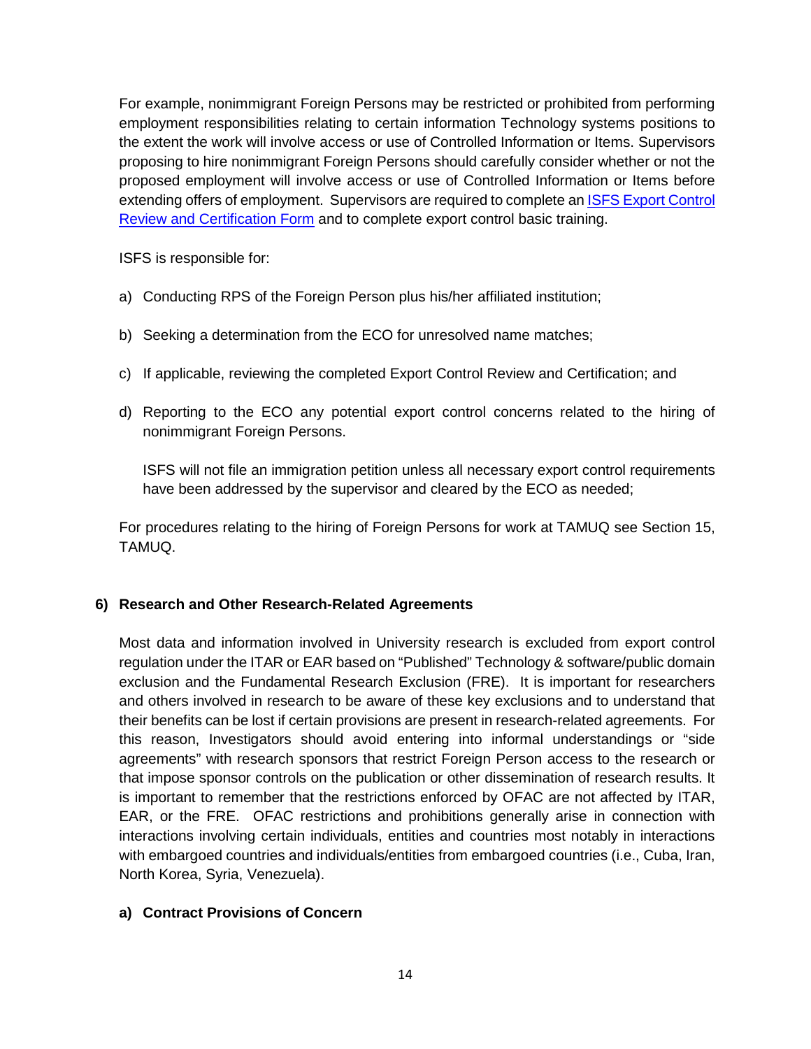For example, nonimmigrant Foreign Persons may be restricted or prohibited from performing employment responsibilities relating to certain information Technology systems positions to the extent the work will involve access or use of Controlled Information or Items. Supervisors proposing to hire nonimmigrant Foreign Persons should carefully consider whether or not the proposed employment will involve access or use of Controlled Information or Items before extending offers of employment. Supervisors are required to complete an ISFS Export Control Review and Certification Form and to complete export control basic training.

ISFS is responsible for:

a) Conducting RPS of the Foreign Person plus his/her affiliated institution;

b) Seeking a determination from the ECO for unresolved name matches;

c) If applicable, reviewing the completed Export Control Review and Certification; and

d) Reporting to the ECO any potential export control concerns related to the hiring of nonimmigrant Foreign Persons.

   ISFS will not file an immigration petition unless all necessary export control requirements have been addressed by the supervisor and cleared by the ECO as needed;

For procedures relating to the hiring of Foreign Persons for work at TAMUQ see Section 15, TAMUQ.

## 6) Research and Other Research-Related Agreements

Most data and information involved in University research is excluded from export control regulation under the ITAR or EAR based on "Published" Technology & software/public domain exclusion and the Fundamental Research Exclusion (FRE). It is important for researchers and others involved in research to be aware of these key exclusions and to understand that their benefits can be lost if certain provisions are present in research-related agreements. For this reason, Investigators should avoid entering into informal understandings or "side agreements" with research sponsors that restrict Foreign Person access to the research or that impose sponsor controls on the publication or other dissemination of research results. It is important to remember that the restrictions enforced by OFAC are not affected by ITAR, EAR, or the FRE. OFAC restrictions and prohibitions generally arise in connection with interactions involving certain individuals, entities and countries most notably in interactions with embargoed countries and individuals/entities from embargoed countries (i.e., Cuba, Iran, North Korea, Syria, Venezuela).

### a) Contract Provisions of Concern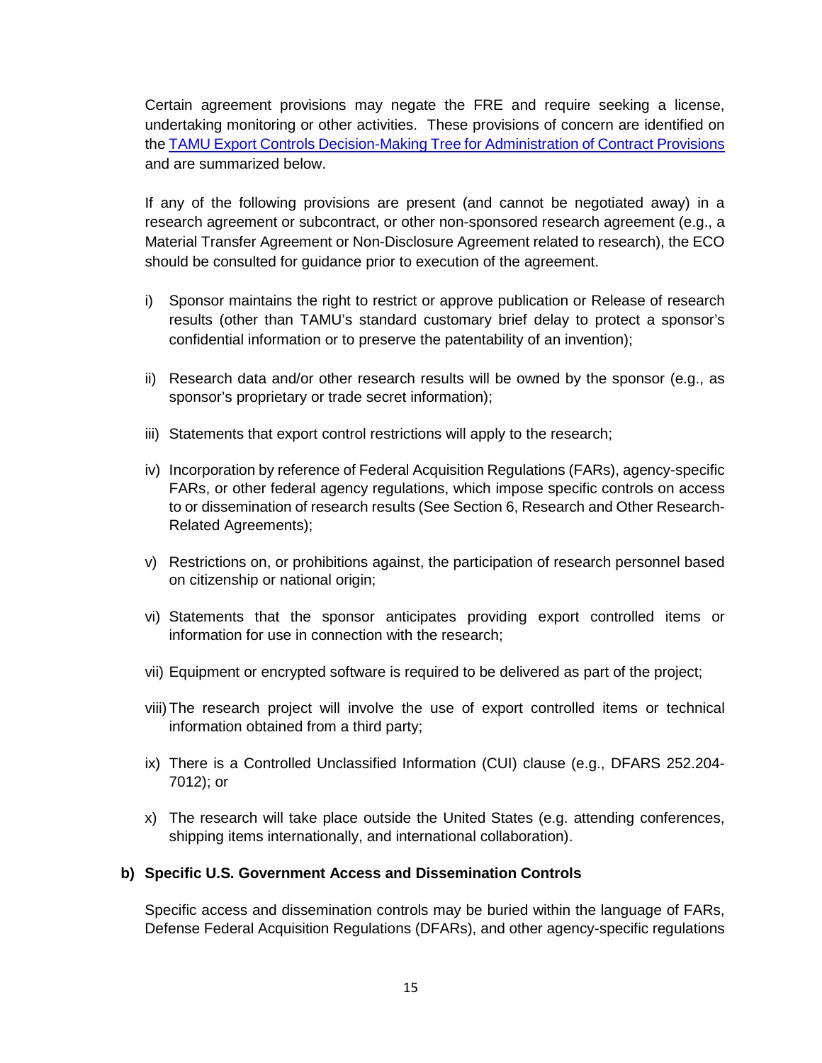Certain agreement provisions may negate the FRE and require seeking a license, undertaking monitoring or other activities. These provisions of concern are identified on the [TAMU Export Controls Decision-Making Tree for Administration of Contract Provisions]() and are summarized below.

If any of the following provisions are present (and cannot be negotiated away) in a research agreement or subcontract, or other non-sponsored research agreement (e.g., a Material Transfer Agreement or Non-Disclosure Agreement related to research), the ECO should be consulted for guidance prior to execution of the agreement.

i) Sponsor maintains the right to restrict or approve publication or Release of research results (other than TAMU's standard customary brief delay to protect a sponsor's confidential information or to preserve the patentability of an invention);

ii) Research data and/or other research results will be owned by the sponsor (e.g., as sponsor's proprietary or trade secret information);

iii) Statements that export control restrictions will apply to the research;

iv) Incorporation by reference of Federal Acquisition Regulations (FARs), agency-specific FARs, or other federal agency regulations, which impose specific controls on access to or dissemination of research results (See Section 6, Research and Other Research-Related Agreements);

v) Restrictions on, or prohibitions against, the participation of research personnel based on citizenship or national origin;

vi) Statements that the sponsor anticipates providing export controlled items or information for use in connection with the research;

vii) Equipment or encrypted software is required to be delivered as part of the project;

viii) The research project will involve the use of export controlled items or technical information obtained from a third party;

ix) There is a Controlled Unclassified Information (CUI) clause (e.g., DFARS 252.204-7012); or

x) The research will take place outside the United States (e.g. attending conferences, shipping items internationally, and international collaboration).

**b) Specific U.S. Government Access and Dissemination Controls**

Specific access and dissemination controls may be buried within the language of FARs, Defense Federal Acquisition Regulations (DFARs), and other agency-specific regulations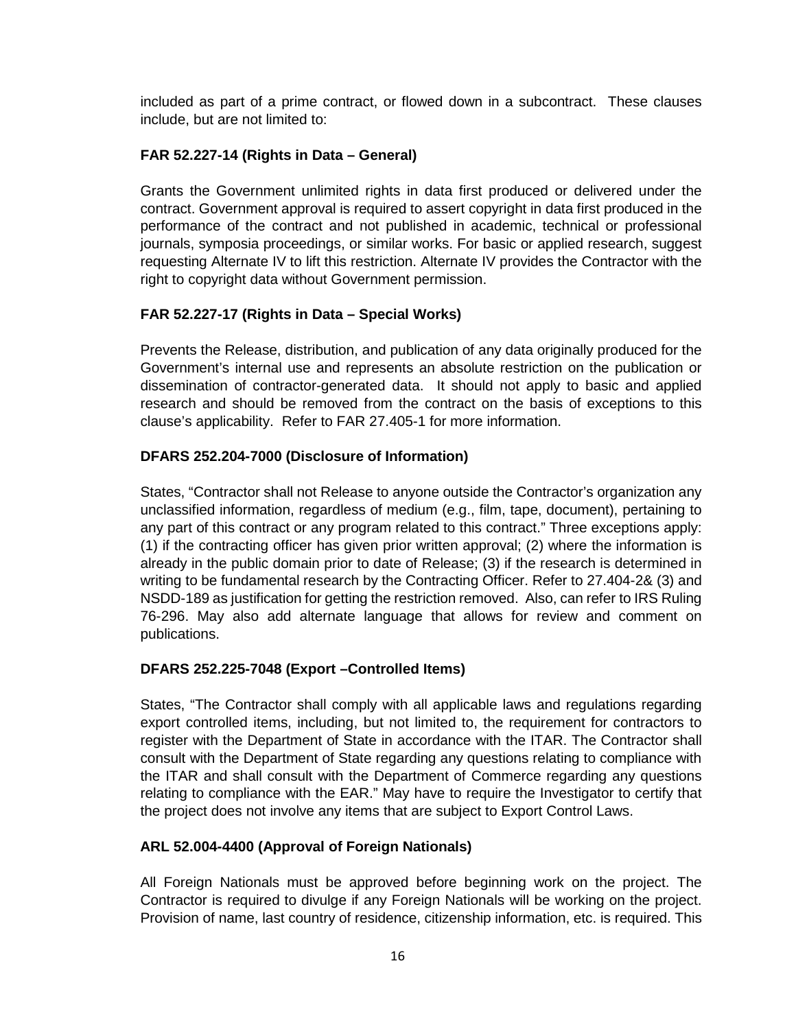included as part of a prime contract, or flowed down in a subcontract. These clauses include, but are not limited to:

**FAR 52.227-14 (Rights in Data – General)**

Grants the Government unlimited rights in data first produced or delivered under the contract. Government approval is required to assert copyright in data first produced in the performance of the contract and not published in academic, technical or professional journals, symposia proceedings, or similar works. For basic or applied research, suggest requesting Alternate IV to lift this restriction. Alternate IV provides the Contractor with the right to copyright data without Government permission.

**FAR 52.227-17 (Rights in Data – Special Works)**

Prevents the Release, distribution, and publication of any data originally produced for the Government's internal use and represents an absolute restriction on the publication or dissemination of contractor-generated data. It should not apply to basic and applied research and should be removed from the contract on the basis of exceptions to this clause's applicability. Refer to FAR 27.405-1 for more information.

**DFARS 252.204-7000 (Disclosure of Information)**

States, "Contractor shall not Release to anyone outside the Contractor's organization any unclassified information, regardless of medium (e.g., film, tape, document), pertaining to any part of this contract or any program related to this contract." Three exceptions apply: (1) if the contracting officer has given prior written approval; (2) where the information is already in the public domain prior to date of Release; (3) if the research is determined in writing to be fundamental research by the Contracting Officer. Refer to 27.404-2& (3) and NSDD-189 as justification for getting the restriction removed. Also, can refer to IRS Ruling 76-296. May also add alternate language that allows for review and comment on publications.

**DFARS 252.225-7048 (Export –Controlled Items)**

States, "The Contractor shall comply with all applicable laws and regulations regarding export controlled items, including, but not limited to, the requirement for contractors to register with the Department of State in accordance with the ITAR. The Contractor shall consult with the Department of State regarding any questions relating to compliance with the ITAR and shall consult with the Department of Commerce regarding any questions relating to compliance with the EAR." May have to require the Investigator to certify that the project does not involve any items that are subject to Export Control Laws.

**ARL 52.004-4400 (Approval of Foreign Nationals)**

All Foreign Nationals must be approved before beginning work on the project. The Contractor is required to divulge if any Foreign Nationals will be working on the project. Provision of name, last country of residence, citizenship information, etc. is required. This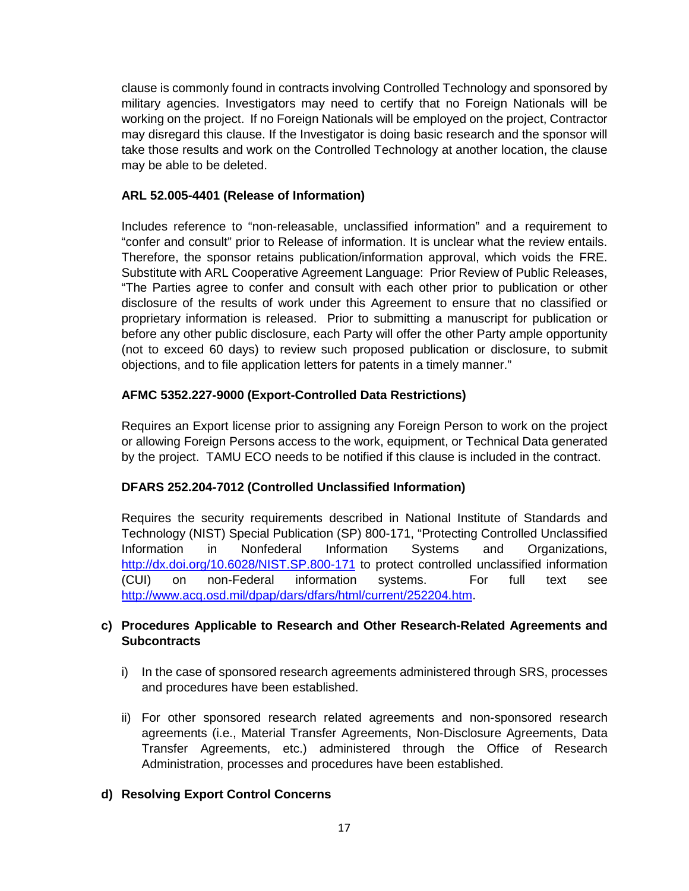clause is commonly found in contracts involving Controlled Technology and sponsored by military agencies. Investigators may need to certify that no Foreign Nationals will be working on the project. If no Foreign Nationals will be employed on the project, Contractor may disregard this clause. If the Investigator is doing basic research and the sponsor will take those results and work on the Controlled Technology at another location, the clause may be able to be deleted.

**ARL 52.005-4401 (Release of Information)**

Includes reference to "non-releasable, unclassified information" and a requirement to "confer and consult" prior to Release of information. It is unclear what the review entails. Therefore, the sponsor retains publication/information approval, which voids the FRE. Substitute with ARL Cooperative Agreement Language: Prior Review of Public Releases, "The Parties agree to confer and consult with each other prior to publication or other disclosure of the results of work under this Agreement to ensure that no classified or proprietary information is released. Prior to submitting a manuscript for publication or before any other public disclosure, each Party will offer the other Party ample opportunity (not to exceed 60 days) to review such proposed publication or disclosure, to submit objections, and to file application letters for patents in a timely manner."

**AFMC 5352.227-9000 (Export-Controlled Data Restrictions)**

Requires an Export license prior to assigning any Foreign Person to work on the project or allowing Foreign Persons access to the work, equipment, or Technical Data generated by the project. TAMU ECO needs to be notified if this clause is included in the contract.

**DFARS 252.204-7012 (Controlled Unclassified Information)**

Requires the security requirements described in National Institute of Standards and Technology (NIST) Special Publication (SP) 800-171, "Protecting Controlled Unclassified Information in Nonfederal Information Systems and Organizations, http://dx.doi.org/10.6028/NIST.SP.800-171 to protect controlled unclassified information (CUI) on non-Federal information systems. For full text see http://www.acq.osd.mil/dpap/dars/dfars/html/current/252204.htm.

**c) Procedures Applicable to Research and Other Research-Related Agreements and Subcontracts**

i) In the case of sponsored research agreements administered through SRS, processes and procedures have been established.

ii) For other sponsored research related agreements and non-sponsored research agreements (i.e., Material Transfer Agreements, Non-Disclosure Agreements, Data Transfer Agreements, etc.) administered through the Office of Research Administration, processes and procedures have been established.

**d) Resolving Export Control Concerns**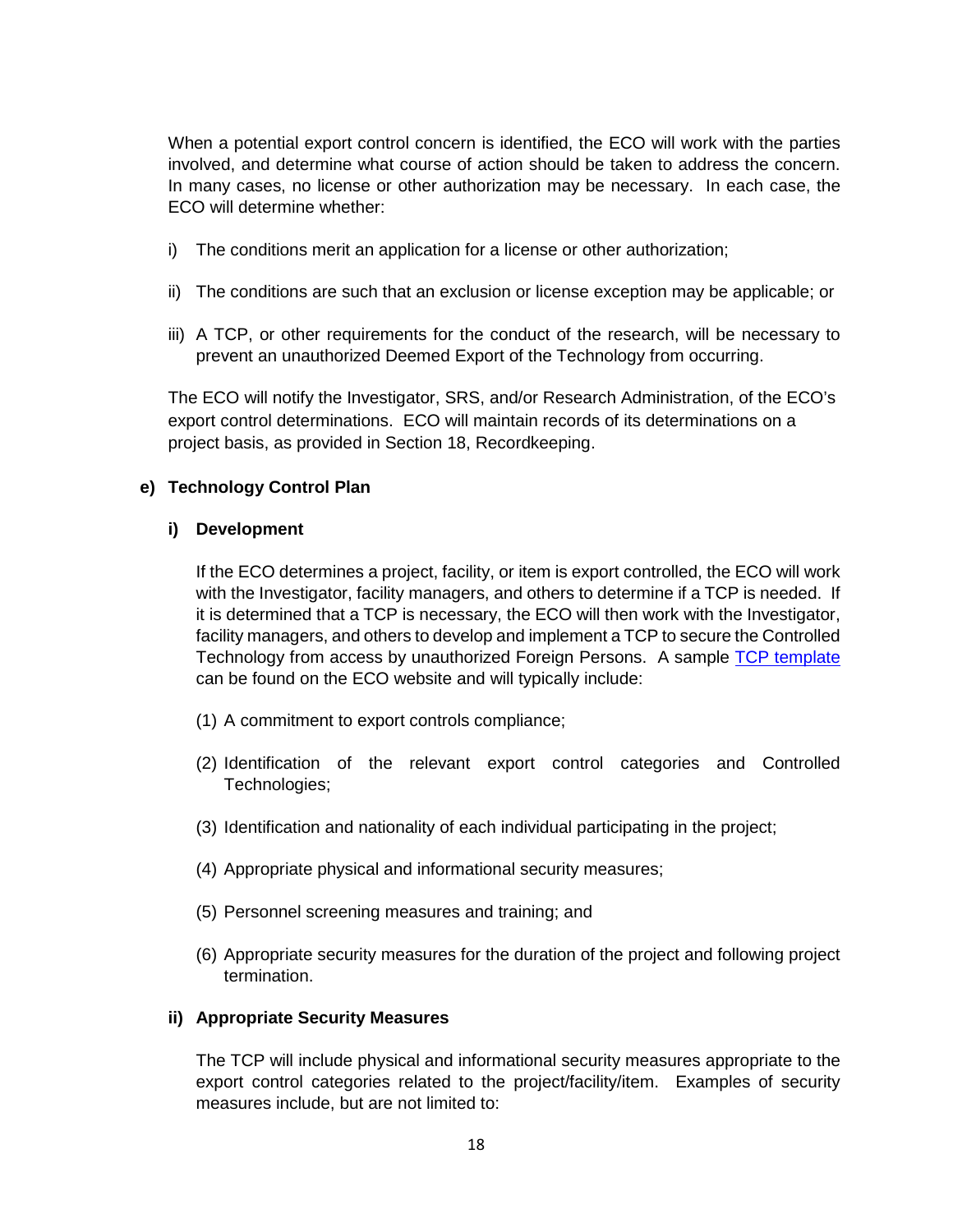When a potential export control concern is identified, the ECO will work with the parties involved, and determine what course of action should be taken to address the concern. In many cases, no license or other authorization may be necessary. In each case, the ECO will determine whether:

i) The conditions merit an application for a license or other authorization;

ii) The conditions are such that an exclusion or license exception may be applicable; or

iii) A TCP, or other requirements for the conduct of the research, will be necessary to prevent an unauthorized Deemed Export of the Technology from occurring.

The ECO will notify the Investigator, SRS, and/or Research Administration, of the ECO's export control determinations. ECO will maintain records of its determinations on a project basis, as provided in Section 18, Recordkeeping.

**e) Technology Control Plan**

**i) Development**

If the ECO determines a project, facility, or item is export controlled, the ECO will work with the Investigator, facility managers, and others to determine if a TCP is needed. If it is determined that a TCP is necessary, the ECO will then work with the Investigator, facility managers, and others to develop and implement a TCP to secure the Controlled Technology from access by unauthorized Foreign Persons. A sample TCP template can be found on the ECO website and will typically include:

(1) A commitment to export controls compliance;

(2) Identification of the relevant export control categories and Controlled Technologies;

(3) Identification and nationality of each individual participating in the project;

(4) Appropriate physical and informational security measures;

(5) Personnel screening measures and training; and

(6) Appropriate security measures for the duration of the project and following project termination.

**ii) Appropriate Security Measures**

The TCP will include physical and informational security measures appropriate to the export control categories related to the project/facility/item. Examples of security measures include, but are not limited to: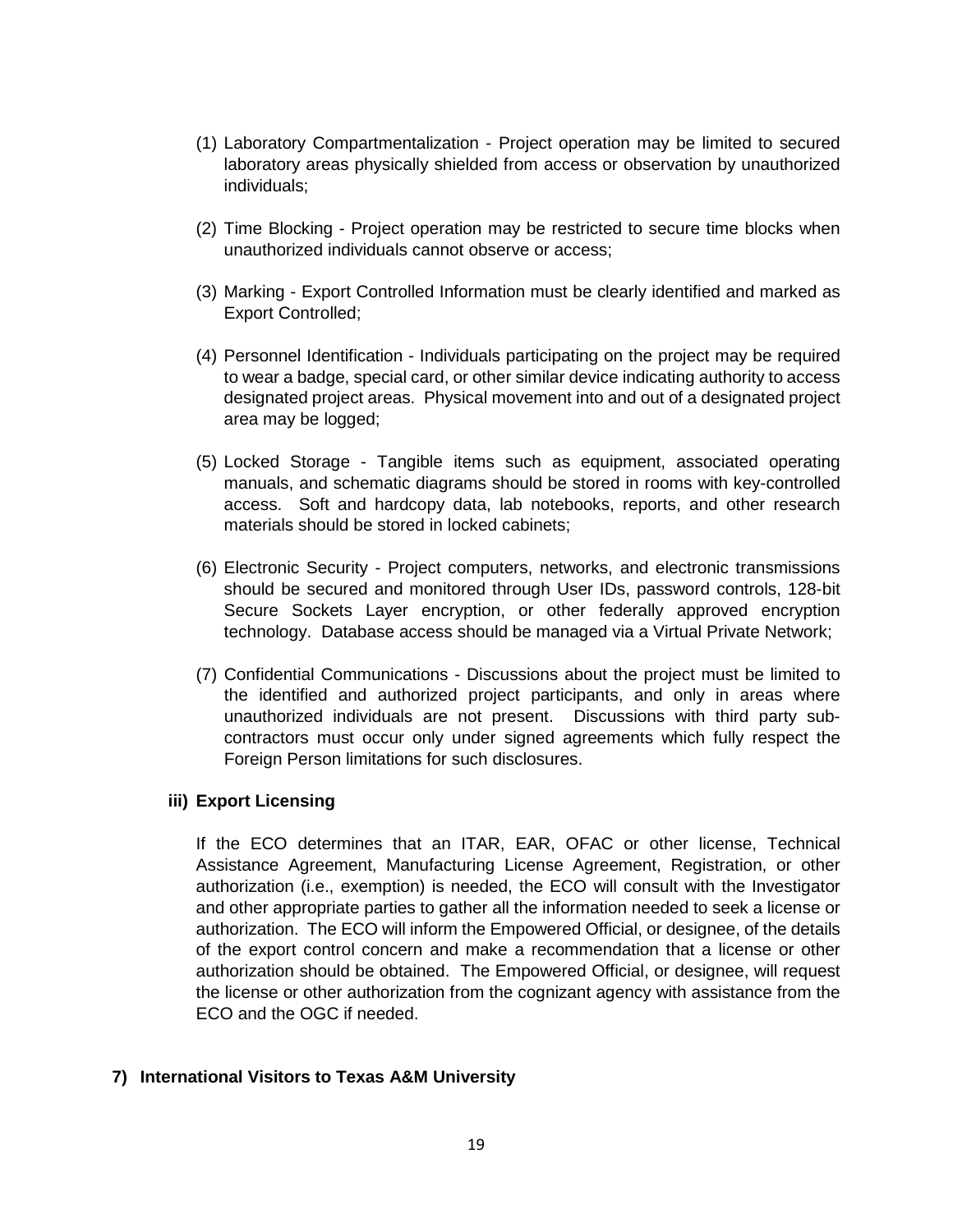(1) Laboratory Compartmentalization - Project operation may be limited to secured laboratory areas physically shielded from access or observation by unauthorized individuals;

(2) Time Blocking - Project operation may be restricted to secure time blocks when unauthorized individuals cannot observe or access;

(3) Marking - Export Controlled Information must be clearly identified and marked as Export Controlled;

(4) Personnel Identification - Individuals participating on the project may be required to wear a badge, special card, or other similar device indicating authority to access designated project areas. Physical movement into and out of a designated project area may be logged;

(5) Locked Storage - Tangible items such as equipment, associated operating manuals, and schematic diagrams should be stored in rooms with key-controlled access. Soft and hardcopy data, lab notebooks, reports, and other research materials should be stored in locked cabinets;

(6) Electronic Security - Project computers, networks, and electronic transmissions should be secured and monitored through User IDs, password controls, 128-bit Secure Sockets Layer encryption, or other federally approved encryption technology. Database access should be managed via a Virtual Private Network;

(7) Confidential Communications - Discussions about the project must be limited to the identified and authorized project participants, and only in areas where unauthorized individuals are not present. Discussions with third party sub-contractors must occur only under signed agreements which fully respect the Foreign Person limitations for such disclosures.

**iii) Export Licensing**

If the ECO determines that an ITAR, EAR, OFAC or other license, Technical Assistance Agreement, Manufacturing License Agreement, Registration, or other authorization (i.e., exemption) is needed, the ECO will consult with the Investigator and other appropriate parties to gather all the information needed to seek a license or authorization. The ECO will inform the Empowered Official, or designee, of the details of the export control concern and make a recommendation that a license or other authorization should be obtained. The Empowered Official, or designee, will request the license or other authorization from the cognizant agency with assistance from the ECO and the OGC if needed.

## 7) International Visitors to Texas A&M University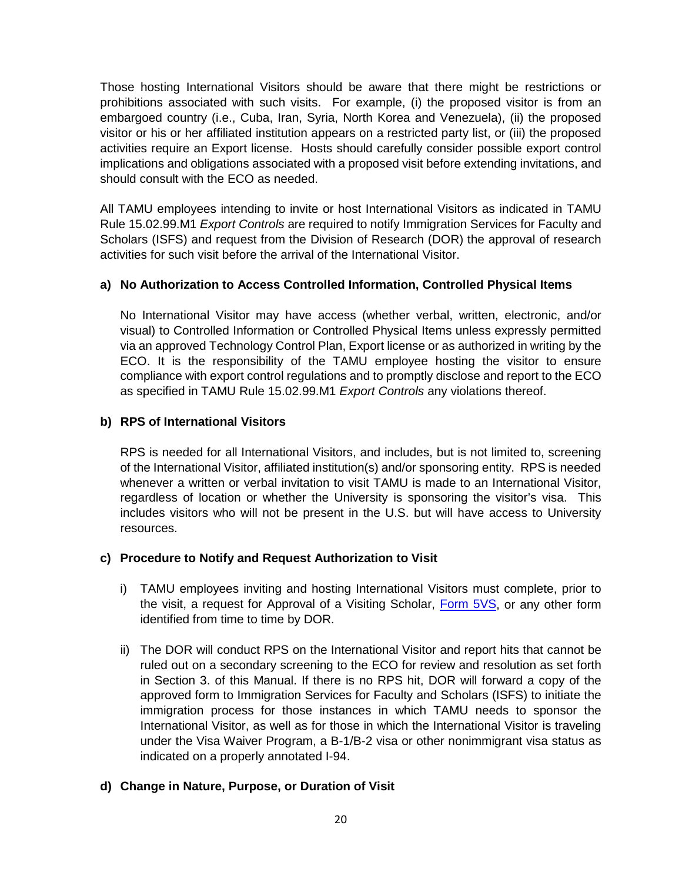Those hosting International Visitors should be aware that there might be restrictions or prohibitions associated with such visits. For example, (i) the proposed visitor is from an embargoed country (i.e., Cuba, Iran, Syria, North Korea and Venezuela), (ii) the proposed visitor or his or her affiliated institution appears on a restricted party list, or (iii) the proposed activities require an Export license. Hosts should carefully consider possible export control implications and obligations associated with a proposed visit before extending invitations, and should consult with the ECO as needed.

All TAMU employees intending to invite or host International Visitors as indicated in TAMU Rule 15.02.99.M1 *Export Controls* are required to notify Immigration Services for Faculty and Scholars (ISFS) and request from the Division of Research (DOR) the approval of research activities for such visit before the arrival of the International Visitor.

**a) No Authorization to Access Controlled Information, Controlled Physical Items**

No International Visitor may have access (whether verbal, written, electronic, and/or visual) to Controlled Information or Controlled Physical Items unless expressly permitted via an approved Technology Control Plan, Export license or as authorized in writing by the ECO. It is the responsibility of the TAMU employee hosting the visitor to ensure compliance with export control regulations and to promptly disclose and report to the ECO as specified in TAMU Rule 15.02.99.M1 *Export Controls* any violations thereof.

**b) RPS of International Visitors**

RPS is needed for all International Visitors, and includes, but is not limited to, screening of the International Visitor, affiliated institution(s) and/or sponsoring entity. RPS is needed whenever a written or verbal invitation to visit TAMU is made to an International Visitor, regardless of location or whether the University is sponsoring the visitor's visa. This includes visitors who will not be present in the U.S. but will have access to University resources.

**c) Procedure to Notify and Request Authorization to Visit**

i) TAMU employees inviting and hosting International Visitors must complete, prior to the visit, a request for Approval of a Visiting Scholar, Form 5VS, or any other form identified from time to time by DOR.

ii) The DOR will conduct RPS on the International Visitor and report hits that cannot be ruled out on a secondary screening to the ECO for review and resolution as set forth in Section 3. of this Manual. If there is no RPS hit, DOR will forward a copy of the approved form to Immigration Services for Faculty and Scholars (ISFS) to initiate the immigration process for those instances in which TAMU needs to sponsor the International Visitor, as well as for those in which the International Visitor is traveling under the Visa Waiver Program, a B-1/B-2 visa or other nonimmigrant visa status as indicated on a properly annotated I-94.

**d) Change in Nature, Purpose, or Duration of Visit**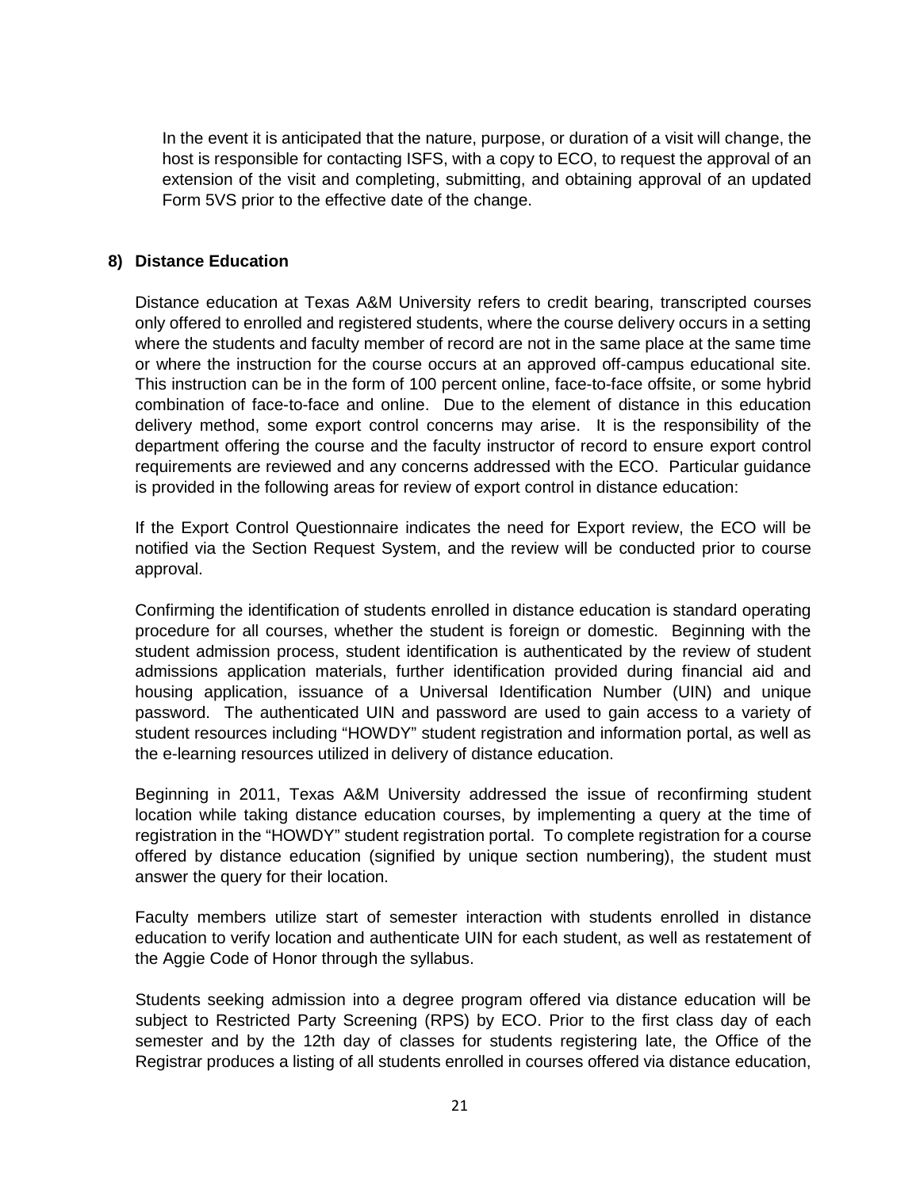In the event it is anticipated that the nature, purpose, or duration of a visit will change, the host is responsible for contacting ISFS, with a copy to ECO, to request the approval of an extension of the visit and completing, submitting, and obtaining approval of an updated Form 5VS prior to the effective date of the change.

## 8) Distance Education

Distance education at Texas A&M University refers to credit bearing, transcripted courses only offered to enrolled and registered students, where the course delivery occurs in a setting where the students and faculty member of record are not in the same place at the same time or where the instruction for the course occurs at an approved off-campus educational site. This instruction can be in the form of 100 percent online, face-to-face offsite, or some hybrid combination of face-to-face and online. Due to the element of distance in this education delivery method, some export control concerns may arise. It is the responsibility of the department offering the course and the faculty instructor of record to ensure export control requirements are reviewed and any concerns addressed with the ECO. Particular guidance is provided in the following areas for review of export control in distance education:

If the Export Control Questionnaire indicates the need for Export review, the ECO will be notified via the Section Request System, and the review will be conducted prior to course approval.

Confirming the identification of students enrolled in distance education is standard operating procedure for all courses, whether the student is foreign or domestic. Beginning with the student admission process, student identification is authenticated by the review of student admissions application materials, further identification provided during financial aid and housing application, issuance of a Universal Identification Number (UIN) and unique password. The authenticated UIN and password are used to gain access to a variety of student resources including "HOWDY" student registration and information portal, as well as the e-learning resources utilized in delivery of distance education.

Beginning in 2011, Texas A&M University addressed the issue of reconfirming student location while taking distance education courses, by implementing a query at the time of registration in the "HOWDY" student registration portal. To complete registration for a course offered by distance education (signified by unique section numbering), the student must answer the query for their location.

Faculty members utilize start of semester interaction with students enrolled in distance education to verify location and authenticate UIN for each student, as well as restatement of the Aggie Code of Honor through the syllabus.

Students seeking admission into a degree program offered via distance education will be subject to Restricted Party Screening (RPS) by ECO. Prior to the first class day of each semester and by the 12th day of classes for students registering late, the Office of the Registrar produces a listing of all students enrolled in courses offered via distance education,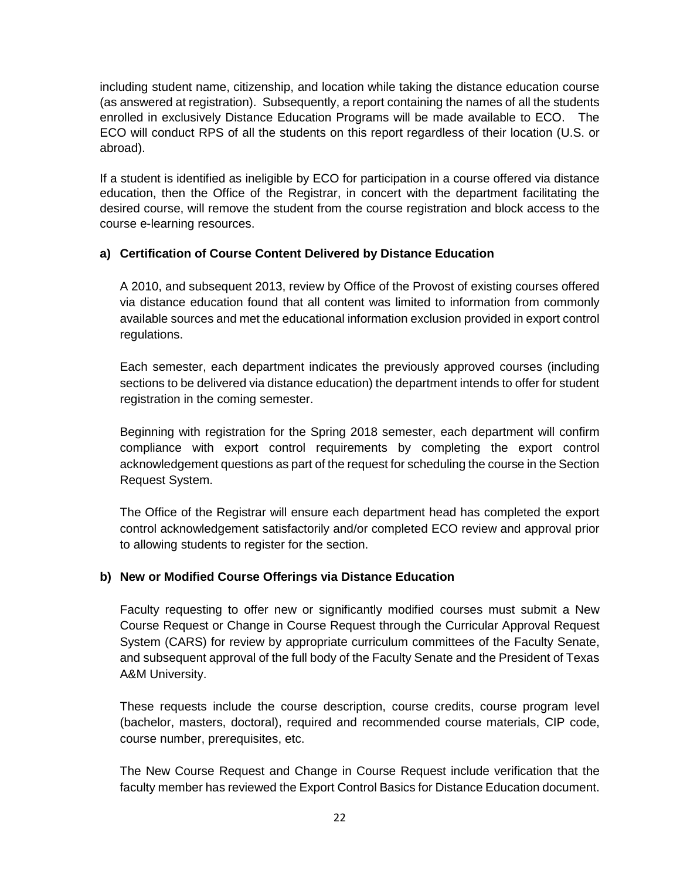including student name, citizenship, and location while taking the distance education course (as answered at registration). Subsequently, a report containing the names of all the students enrolled in exclusively Distance Education Programs will be made available to ECO. The ECO will conduct RPS of all the students on this report regardless of their location (U.S. or abroad).

If a student is identified as ineligible by ECO for participation in a course offered via distance education, then the Office of the Registrar, in concert with the department facilitating the desired course, will remove the student from the course registration and block access to the course e-learning resources.

**a) Certification of Course Content Delivered by Distance Education**

A 2010, and subsequent 2013, review by Office of the Provost of existing courses offered via distance education found that all content was limited to information from commonly available sources and met the educational information exclusion provided in export control regulations.

Each semester, each department indicates the previously approved courses (including sections to be delivered via distance education) the department intends to offer for student registration in the coming semester.

Beginning with registration for the Spring 2018 semester, each department will confirm compliance with export control requirements by completing the export control acknowledgement questions as part of the request for scheduling the course in the Section Request System.

The Office of the Registrar will ensure each department head has completed the export control acknowledgement satisfactorily and/or completed ECO review and approval prior to allowing students to register for the section.

**b) New or Modified Course Offerings via Distance Education**

Faculty requesting to offer new or significantly modified courses must submit a New Course Request or Change in Course Request through the Curricular Approval Request System (CARS) for review by appropriate curriculum committees of the Faculty Senate, and subsequent approval of the full body of the Faculty Senate and the President of Texas A&M University.

These requests include the course description, course credits, course program level (bachelor, masters, doctoral), required and recommended course materials, CIP code, course number, prerequisites, etc.

The New Course Request and Change in Course Request include verification that the faculty member has reviewed the Export Control Basics for Distance Education document.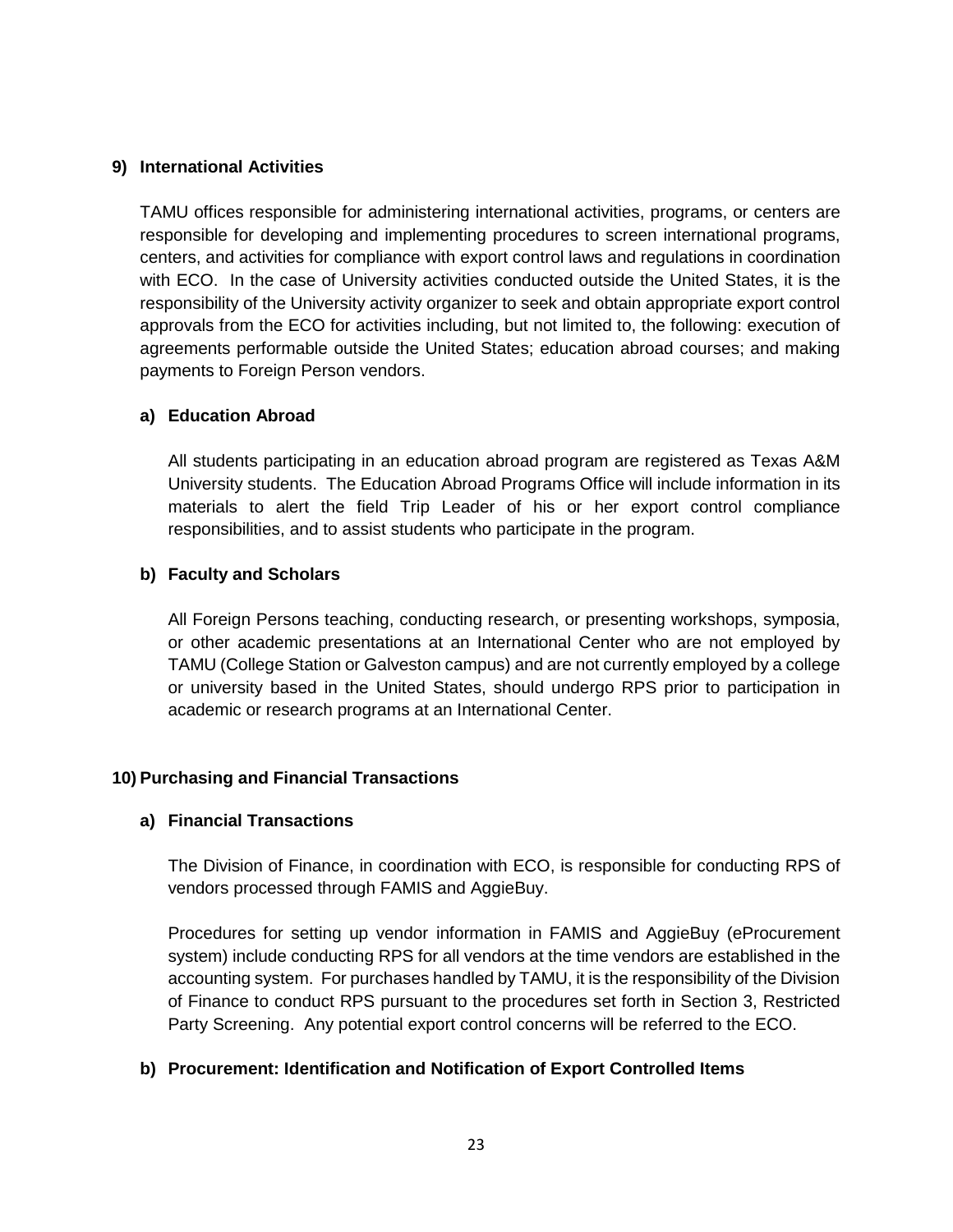### 9) International Activities

TAMU offices responsible for administering international activities, programs, or centers are responsible for developing and implementing procedures to screen international programs, centers, and activities for compliance with export control laws and regulations in coordination with ECO. In the case of University activities conducted outside the United States, it is the responsibility of the University activity organizer to seek and obtain appropriate export control approvals from the ECO for activities including, but not limited to, the following: execution of agreements performable outside the United States; education abroad courses; and making payments to Foreign Person vendors.

#### a) Education Abroad

All students participating in an education abroad program are registered as Texas A&M University students. The Education Abroad Programs Office will include information in its materials to alert the field Trip Leader of his or her export control compliance responsibilities, and to assist students who participate in the program.

#### b) Faculty and Scholars

All Foreign Persons teaching, conducting research, or presenting workshops, symposia, or other academic presentations at an International Center who are not employed by TAMU (College Station or Galveston campus) and are not currently employed by a college or university based in the United States, should undergo RPS prior to participation in academic or research programs at an International Center.

### 10) Purchasing and Financial Transactions

#### a) Financial Transactions

The Division of Finance, in coordination with ECO, is responsible for conducting RPS of vendors processed through FAMIS and AggieBuy.

Procedures for setting up vendor information in FAMIS and AggieBuy (eProcurement system) include conducting RPS for all vendors at the time vendors are established in the accounting system. For purchases handled by TAMU, it is the responsibility of the Division of Finance to conduct RPS pursuant to the procedures set forth in Section 3, Restricted Party Screening. Any potential export control concerns will be referred to the ECO.

#### b) Procurement: Identification and Notification of Export Controlled Items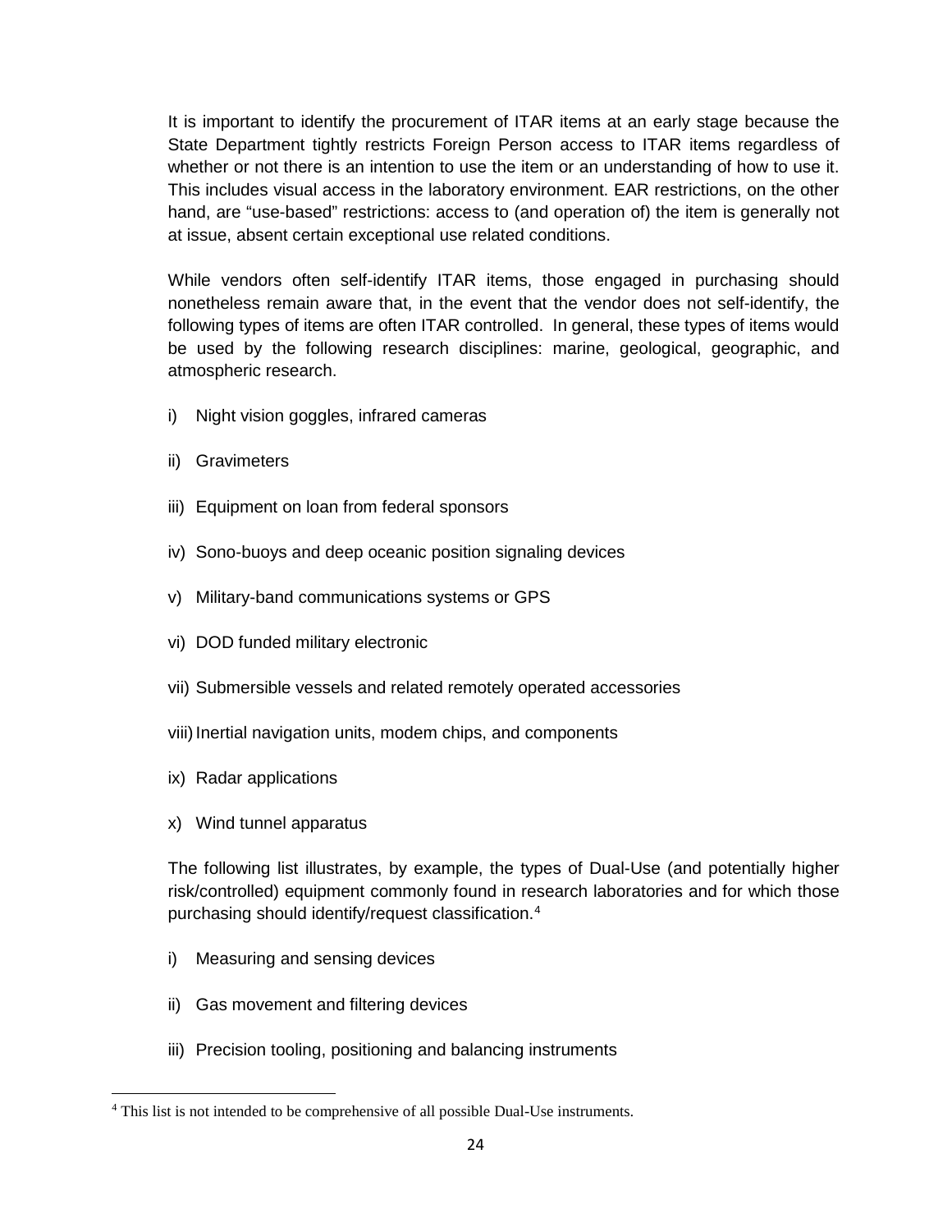It is important to identify the procurement of ITAR items at an early stage because the State Department tightly restricts Foreign Person access to ITAR items regardless of whether or not there is an intention to use the item or an understanding of how to use it. This includes visual access in the laboratory environment. EAR restrictions, on the other hand, are "use-based" restrictions: access to (and operation of) the item is generally not at issue, absent certain exceptional use related conditions.

While vendors often self-identify ITAR items, those engaged in purchasing should nonetheless remain aware that, in the event that the vendor does not self-identify, the following types of items are often ITAR controlled. In general, these types of items would be used by the following research disciplines: marine, geological, geographic, and atmospheric research.

i) Night vision goggles, infrared cameras

ii) Gravimeters

iii) Equipment on loan from federal sponsors

iv) Sono-buoys and deep oceanic position signaling devices

v) Military-band communications systems or GPS

vi) DOD funded military electronic

vii) Submersible vessels and related remotely operated accessories

viii) Inertial navigation units, modem chips, and components

ix) Radar applications

x) Wind tunnel apparatus

The following list illustrates, by example, the types of Dual-Use (and potentially higher risk/controlled) equipment commonly found in research laboratories and for which those purchasing should identify/request classification.[4]

i) Measuring and sensing devices

ii) Gas movement and filtering devices

iii) Precision tooling, positioning and balancing instruments

[4] This list is not intended to be comprehensive of all possible Dual-Use instruments.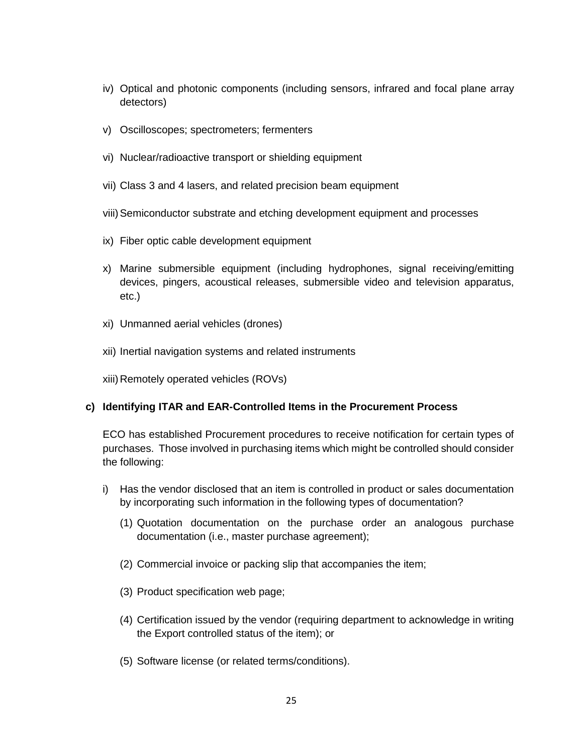iv) Optical and photonic components (including sensors, infrared and focal plane array detectors)

v) Oscilloscopes; spectrometers; fermenters

vi) Nuclear/radioactive transport or shielding equipment

vii) Class 3 and 4 lasers, and related precision beam equipment

viii) Semiconductor substrate and etching development equipment and processes

ix) Fiber optic cable development equipment

x) Marine submersible equipment (including hydrophones, signal receiving/emitting devices, pingers, acoustical releases, submersible video and television apparatus, etc.)

xi) Unmanned aerial vehicles (drones)

xii) Inertial navigation systems and related instruments

xiii) Remotely operated vehicles (ROVs)

**c) Identifying ITAR and EAR-Controlled Items in the Procurement Process**

ECO has established Procurement procedures to receive notification for certain types of purchases. Those involved in purchasing items which might be controlled should consider the following:

i) Has the vendor disclosed that an item is controlled in product or sales documentation by incorporating such information in the following types of documentation?

(1) Quotation documentation on the purchase order an analogous purchase documentation (i.e., master purchase agreement);

(2) Commercial invoice or packing slip that accompanies the item;

(3) Product specification web page;

(4) Certification issued by the vendor (requiring department to acknowledge in writing the Export controlled status of the item); or

(5) Software license (or related terms/conditions).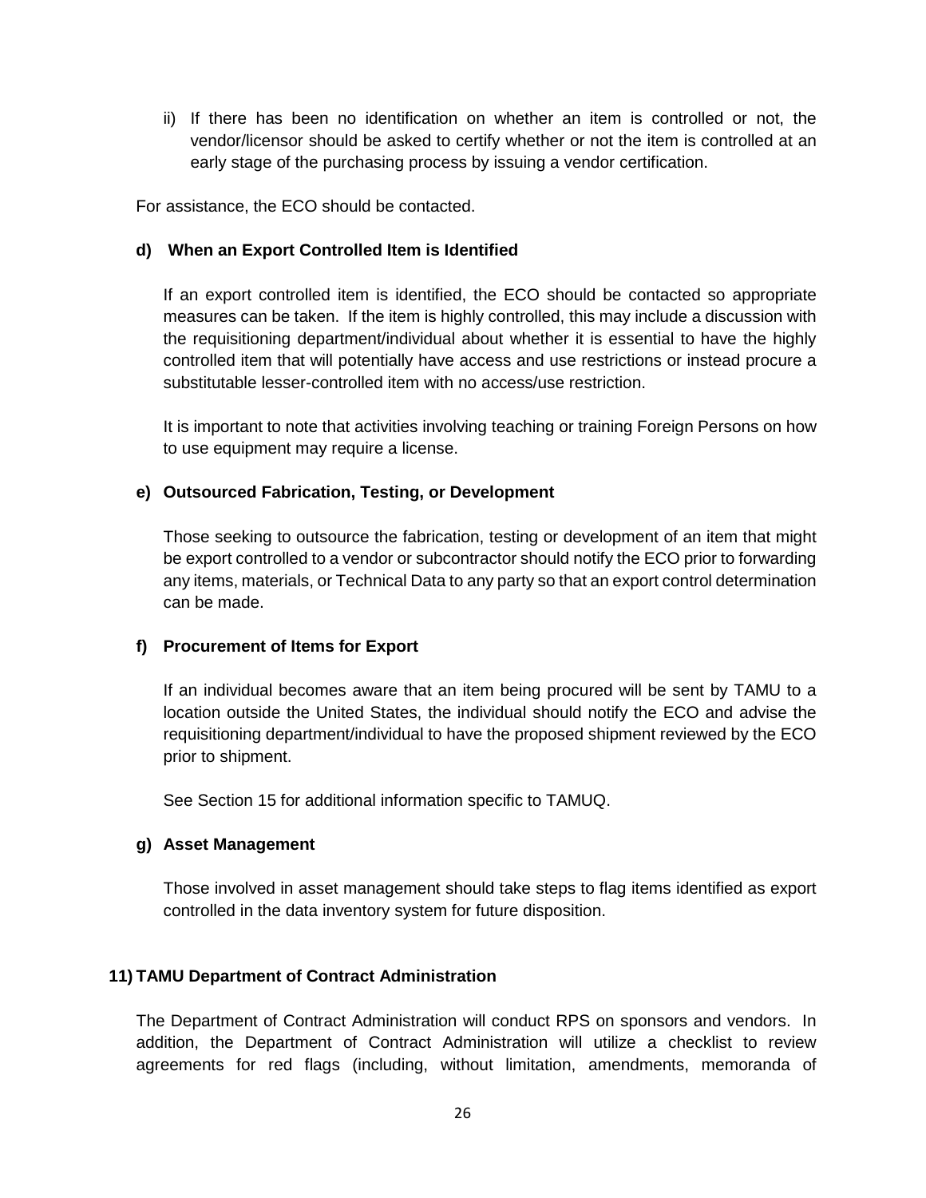ii) If there has been no identification on whether an item is controlled or not, the vendor/licensor should be asked to certify whether or not the item is controlled at an early stage of the purchasing process by issuing a vendor certification.

For assistance, the ECO should be contacted.

**d) When an Export Controlled Item is Identified**

If an export controlled item is identified, the ECO should be contacted so appropriate measures can be taken. If the item is highly controlled, this may include a discussion with the requisitioning department/individual about whether it is essential to have the highly controlled item that will potentially have access and use restrictions or instead procure a substitutable lesser-controlled item with no access/use restriction.

It is important to note that activities involving teaching or training Foreign Persons on how to use equipment may require a license.

**e) Outsourced Fabrication, Testing, or Development**

Those seeking to outsource the fabrication, testing or development of an item that might be export controlled to a vendor or subcontractor should notify the ECO prior to forwarding any items, materials, or Technical Data to any party so that an export control determination can be made.

**f) Procurement of Items for Export**

If an individual becomes aware that an item being procured will be sent by TAMU to a location outside the United States, the individual should notify the ECO and advise the requisitioning department/individual to have the proposed shipment reviewed by the ECO prior to shipment.

See Section 15 for additional information specific to TAMUQ.

**g) Asset Management**

Those involved in asset management should take steps to flag items identified as export controlled in the data inventory system for future disposition.

## 11) TAMU Department of Contract Administration

The Department of Contract Administration will conduct RPS on sponsors and vendors. In addition, the Department of Contract Administration will utilize a checklist to review agreements for red flags (including, without limitation, amendments, memoranda of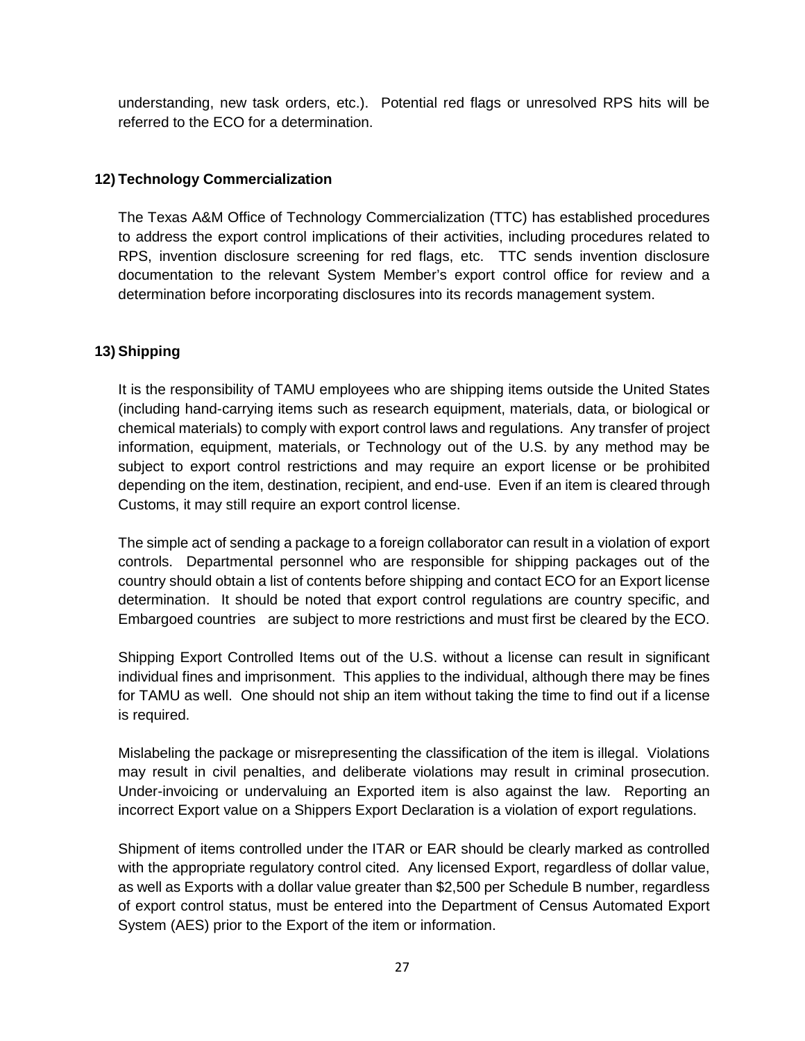understanding, new task orders, etc.). Potential red flags or unresolved RPS hits will be referred to the ECO for a determination.

## 12) Technology Commercialization

The Texas A&M Office of Technology Commercialization (TTC) has established procedures to address the export control implications of their activities, including procedures related to RPS, invention disclosure screening for red flags, etc. TTC sends invention disclosure documentation to the relevant System Member's export control office for review and a determination before incorporating disclosures into its records management system.

## 13) Shipping

It is the responsibility of TAMU employees who are shipping items outside the United States (including hand-carrying items such as research equipment, materials, data, or biological or chemical materials) to comply with export control laws and regulations. Any transfer of project information, equipment, materials, or Technology out of the U.S. by any method may be subject to export control restrictions and may require an export license or be prohibited depending on the item, destination, recipient, and end-use. Even if an item is cleared through Customs, it may still require an export control license.

The simple act of sending a package to a foreign collaborator can result in a violation of export controls. Departmental personnel who are responsible for shipping packages out of the country should obtain a list of contents before shipping and contact ECO for an Export license determination. It should be noted that export control regulations are country specific, and Embargoed countries are subject to more restrictions and must first be cleared by the ECO.

Shipping Export Controlled Items out of the U.S. without a license can result in significant individual fines and imprisonment. This applies to the individual, although there may be fines for TAMU as well. One should not ship an item without taking the time to find out if a license is required.

Mislabeling the package or misrepresenting the classification of the item is illegal. Violations may result in civil penalties, and deliberate violations may result in criminal prosecution. Under-invoicing or undervaluing an Exported item is also against the law. Reporting an incorrect Export value on a Shippers Export Declaration is a violation of export regulations.

Shipment of items controlled under the ITAR or EAR should be clearly marked as controlled with the appropriate regulatory control cited. Any licensed Export, regardless of dollar value, as well as Exports with a dollar value greater than $2,500 per Schedule B number, regardless of export control status, must be entered into the Department of Census Automated Export System (AES) prior to the Export of the item or information.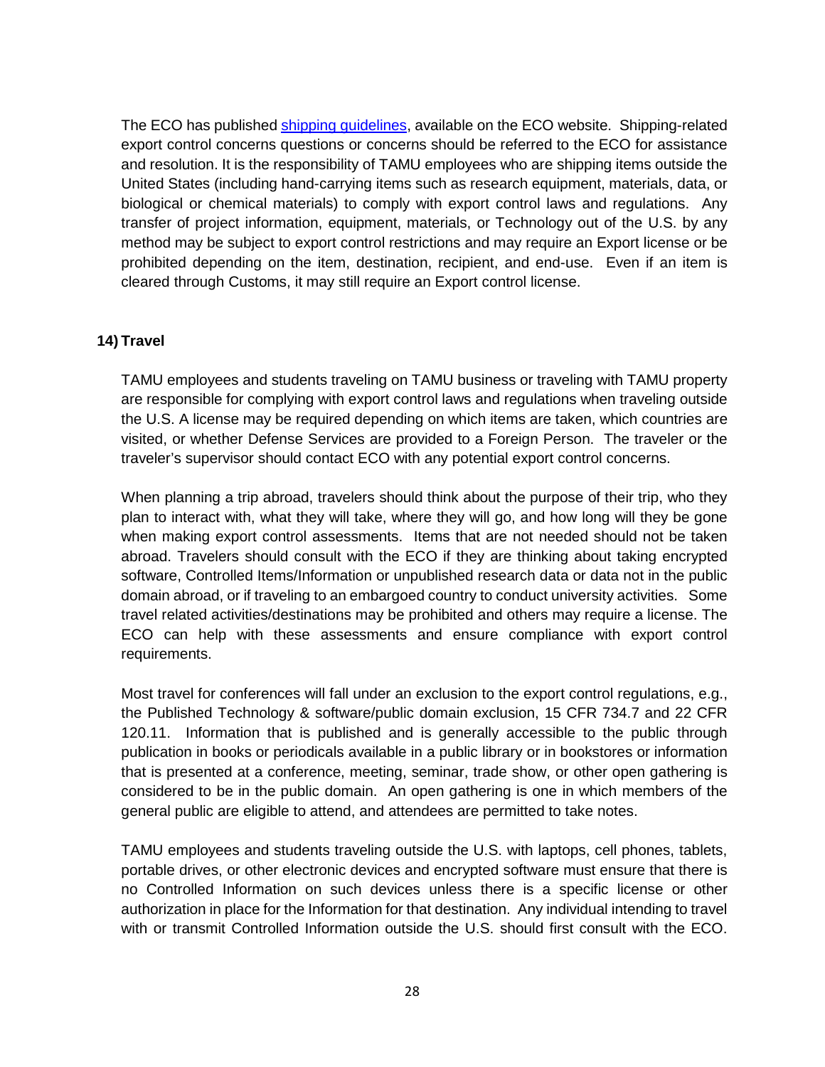The ECO has published [shipping guidelines](), available on the ECO website. Shipping-related export control concerns questions or concerns should be referred to the ECO for assistance and resolution. It is the responsibility of TAMU employees who are shipping items outside the United States (including hand-carrying items such as research equipment, materials, data, or biological or chemical materials) to comply with export control laws and regulations. Any transfer of project information, equipment, materials, or Technology out of the U.S. by any method may be subject to export control restrictions and may require an Export license or be prohibited depending on the item, destination, recipient, and end-use. Even if an item is cleared through Customs, it may still require an Export control license.

## 14) Travel

TAMU employees and students traveling on TAMU business or traveling with TAMU property are responsible for complying with export control laws and regulations when traveling outside the U.S. A license may be required depending on which items are taken, which countries are visited, or whether Defense Services are provided to a Foreign Person. The traveler or the traveler's supervisor should contact ECO with any potential export control concerns.

When planning a trip abroad, travelers should think about the purpose of their trip, who they plan to interact with, what they will take, where they will go, and how long will they be gone when making export control assessments. Items that are not needed should not be taken abroad. Travelers should consult with the ECO if they are thinking about taking encrypted software, Controlled Items/Information or unpublished research data or data not in the public domain abroad, or if traveling to an embargoed country to conduct university activities. Some travel related activities/destinations may be prohibited and others may require a license. The ECO can help with these assessments and ensure compliance with export control requirements.

Most travel for conferences will fall under an exclusion to the export control regulations, e.g., the Published Technology & software/public domain exclusion, 15 CFR 734.7 and 22 CFR 120.11. Information that is published and is generally accessible to the public through publication in books or periodicals available in a public library or in bookstores or information that is presented at a conference, meeting, seminar, trade show, or other open gathering is considered to be in the public domain. An open gathering is one in which members of the general public are eligible to attend, and attendees are permitted to take notes.

TAMU employees and students traveling outside the U.S. with laptops, cell phones, tablets, portable drives, or other electronic devices and encrypted software must ensure that there is no Controlled Information on such devices unless there is a specific license or other authorization in place for the Information for that destination. Any individual intending to travel with or transmit Controlled Information outside the U.S. should first consult with the ECO.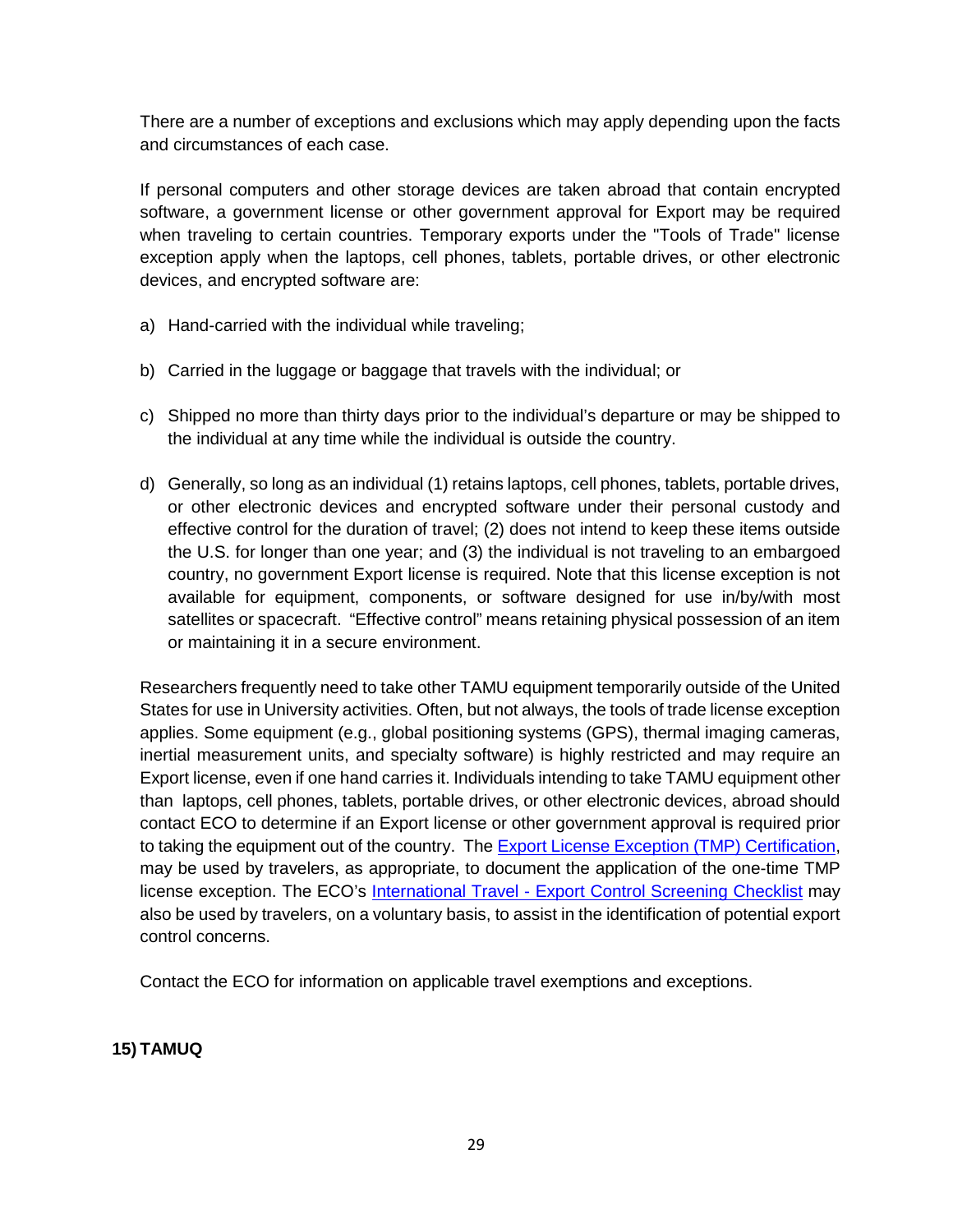There are a number of exceptions and exclusions which may apply depending upon the facts and circumstances of each case.

If personal computers and other storage devices are taken abroad that contain encrypted software, a government license or other government approval for Export may be required when traveling to certain countries. Temporary exports under the "Tools of Trade" license exception apply when the laptops, cell phones, tablets, portable drives, or other electronic devices, and encrypted software are:

a) Hand-carried with the individual while traveling;

b) Carried in the luggage or baggage that travels with the individual; or

c) Shipped no more than thirty days prior to the individual's departure or may be shipped to the individual at any time while the individual is outside the country.

d) Generally, so long as an individual (1) retains laptops, cell phones, tablets, portable drives, or other electronic devices and encrypted software under their personal custody and effective control for the duration of travel; (2) does not intend to keep these items outside the U.S. for longer than one year; and (3) the individual is not traveling to an embargoed country, no government Export license is required. Note that this license exception is not available for equipment, components, or software designed for use in/by/with most satellites or spacecraft. "Effective control" means retaining physical possession of an item or maintaining it in a secure environment.

Researchers frequently need to take other TAMU equipment temporarily outside of the United States for use in University activities. Often, but not always, the tools of trade license exception applies. Some equipment (e.g., global positioning systems (GPS), thermal imaging cameras, inertial measurement units, and specialty software) is highly restricted and may require an Export license, even if one hand carries it. Individuals intending to take TAMU equipment other than laptops, cell phones, tablets, portable drives, or other electronic devices, abroad should contact ECO to determine if an Export license or other government approval is required prior to taking the equipment out of the country. The Export License Exception (TMP) Certification, may be used by travelers, as appropriate, to document the application of the one-time TMP license exception. The ECO's International Travel - Export Control Screening Checklist may also be used by travelers, on a voluntary basis, to assist in the identification of potential export control concerns.

Contact the ECO for information on applicable travel exemptions and exceptions.

## 15) TAMUQ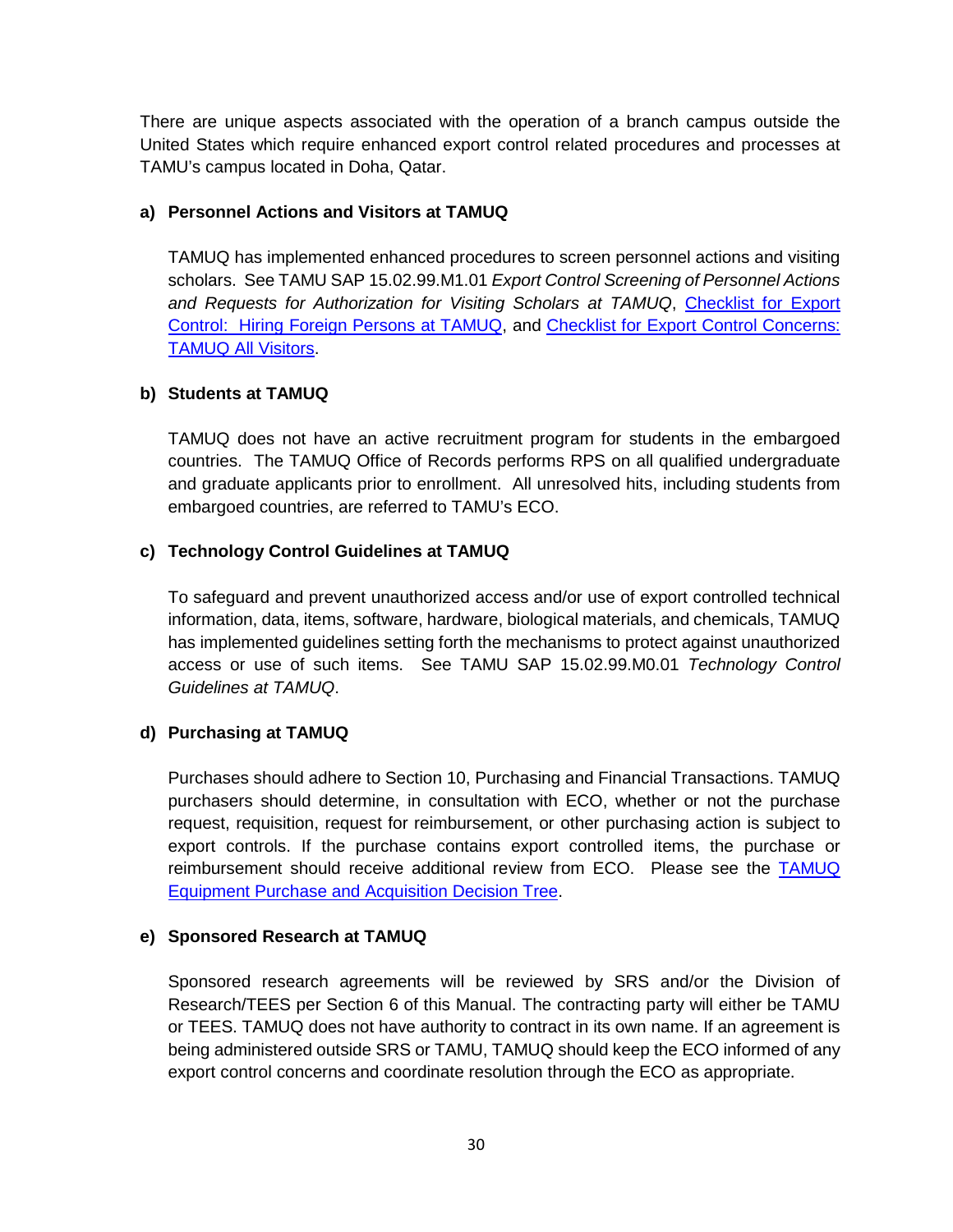There are unique aspects associated with the operation of a branch campus outside the United States which require enhanced export control related procedures and processes at TAMU's campus located in Doha, Qatar.

**a) Personnel Actions and Visitors at TAMUQ**

TAMUQ has implemented enhanced procedures to screen personnel actions and visiting scholars. See TAMU SAP 15.02.99.M1.01 *Export Control Screening of Personnel Actions and Requests for Authorization for Visiting Scholars at TAMUQ*, Checklist for Export Control: Hiring Foreign Persons at TAMUQ, and Checklist for Export Control Concerns: TAMUQ All Visitors.

**b) Students at TAMUQ**

TAMUQ does not have an active recruitment program for students in the embargoed countries. The TAMUQ Office of Records performs RPS on all qualified undergraduate and graduate applicants prior to enrollment. All unresolved hits, including students from embargoed countries, are referred to TAMU's ECO.

**c) Technology Control Guidelines at TAMUQ**

To safeguard and prevent unauthorized access and/or use of export controlled technical information, data, items, software, hardware, biological materials, and chemicals, TAMUQ has implemented guidelines setting forth the mechanisms to protect against unauthorized access or use of such items. See TAMU SAP 15.02.99.M0.01 *Technology Control Guidelines at TAMUQ*.

**d) Purchasing at TAMUQ**

Purchases should adhere to Section 10, Purchasing and Financial Transactions. TAMUQ purchasers should determine, in consultation with ECO, whether or not the purchase request, requisition, request for reimbursement, or other purchasing action is subject to export controls. If the purchase contains export controlled items, the purchase or reimbursement should receive additional review from ECO. Please see the TAMUQ Equipment Purchase and Acquisition Decision Tree.

**e) Sponsored Research at TAMUQ**

Sponsored research agreements will be reviewed by SRS and/or the Division of Research/TEES per Section 6 of this Manual. The contracting party will either be TAMU or TEES. TAMUQ does not have authority to contract in its own name. If an agreement is being administered outside SRS or TAMU, TAMUQ should keep the ECO informed of any export control concerns and coordinate resolution through the ECO as appropriate.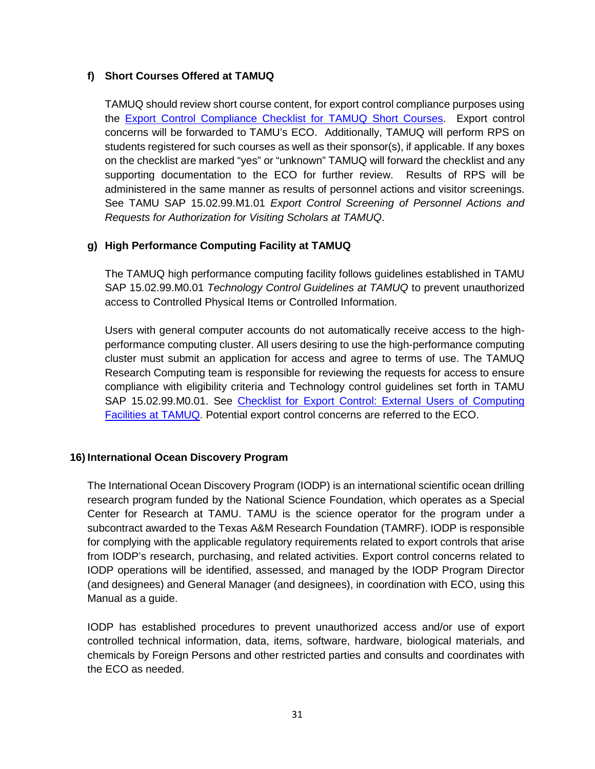#### f) Short Courses Offered at TAMUQ

TAMUQ should review short course content, for export control compliance purposes using the [Export Control Compliance Checklist for TAMUQ Short Courses](). Export control concerns will be forwarded to TAMU's ECO. Additionally, TAMUQ will perform RPS on students registered for such courses as well as their sponsor(s), if applicable. If any boxes on the checklist are marked "yes" or "unknown" TAMUQ will forward the checklist and any supporting documentation to the ECO for further review. Results of RPS will be administered in the same manner as results of personnel actions and visitor screenings. See TAMU SAP 15.02.99.M1.01 *Export Control Screening of Personnel Actions and Requests for Authorization for Visiting Scholars at TAMUQ*.

#### g) High Performance Computing Facility at TAMUQ

The TAMUQ high performance computing facility follows guidelines established in TAMU SAP 15.02.99.M0.01 *Technology Control Guidelines at TAMUQ* to prevent unauthorized access to Controlled Physical Items or Controlled Information.

Users with general computer accounts do not automatically receive access to the high-performance computing cluster. All users desiring to use the high-performance computing cluster must submit an application for access and agree to terms of use. The TAMUQ Research Computing team is responsible for reviewing the requests for access to ensure compliance with eligibility criteria and Technology control guidelines set forth in TAMU SAP 15.02.99.M0.01. See [Checklist for Export Control: External Users of Computing Facilities at TAMUQ](). Potential export control concerns are referred to the ECO.

### 16) International Ocean Discovery Program

The International Ocean Discovery Program (IODP) is an international scientific ocean drilling research program funded by the National Science Foundation, which operates as a Special Center for Research at TAMU. TAMU is the science operator for the program under a subcontract awarded to the Texas A&M Research Foundation (TAMRF). IODP is responsible for complying with the applicable regulatory requirements related to export controls that arise from IODP's research, purchasing, and related activities. Export control concerns related to IODP operations will be identified, assessed, and managed by the IODP Program Director (and designees) and General Manager (and designees), in coordination with ECO, using this Manual as a guide.

IODP has established procedures to prevent unauthorized access and/or use of export controlled technical information, data, items, software, hardware, biological materials, and chemicals by Foreign Persons and other restricted parties and consults and coordinates with the ECO as needed.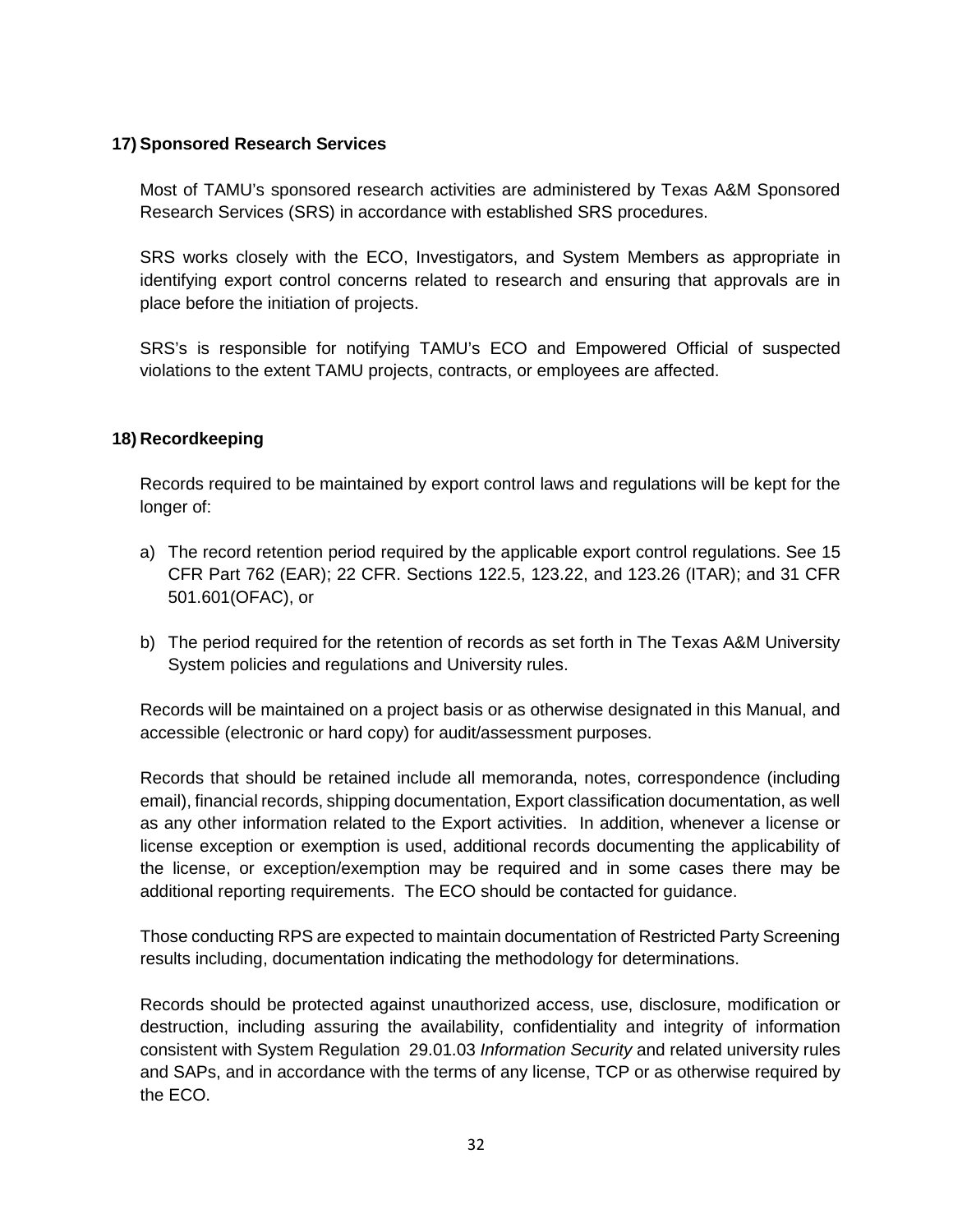## 17) Sponsored Research Services

Most of TAMU's sponsored research activities are administered by Texas A&M Sponsored Research Services (SRS) in accordance with established SRS procedures.

SRS works closely with the ECO, Investigators, and System Members as appropriate in identifying export control concerns related to research and ensuring that approvals are in place before the initiation of projects.

SRS's is responsible for notifying TAMU's ECO and Empowered Official of suspected violations to the extent TAMU projects, contracts, or employees are affected.

## 18) Recordkeeping

Records required to be maintained by export control laws and regulations will be kept for the longer of:

a) The record retention period required by the applicable export control regulations. See 15 CFR Part 762 (EAR); 22 CFR. Sections 122.5, 123.22, and 123.26 (ITAR); and 31 CFR 501.601(OFAC), or

b) The period required for the retention of records as set forth in The Texas A&M University System policies and regulations and University rules.

Records will be maintained on a project basis or as otherwise designated in this Manual, and accessible (electronic or hard copy) for audit/assessment purposes.

Records that should be retained include all memoranda, notes, correspondence (including email), financial records, shipping documentation, Export classification documentation, as well as any other information related to the Export activities. In addition, whenever a license or license exception or exemption is used, additional records documenting the applicability of the license, or exception/exemption may be required and in some cases there may be additional reporting requirements. The ECO should be contacted for guidance.

Those conducting RPS are expected to maintain documentation of Restricted Party Screening results including, documentation indicating the methodology for determinations.

Records should be protected against unauthorized access, use, disclosure, modification or destruction, including assuring the availability, confidentiality and integrity of information consistent with System Regulation 29.01.03 *Information Security* and related university rules and SAPs, and in accordance with the terms of any license, TCP or as otherwise required by the ECO.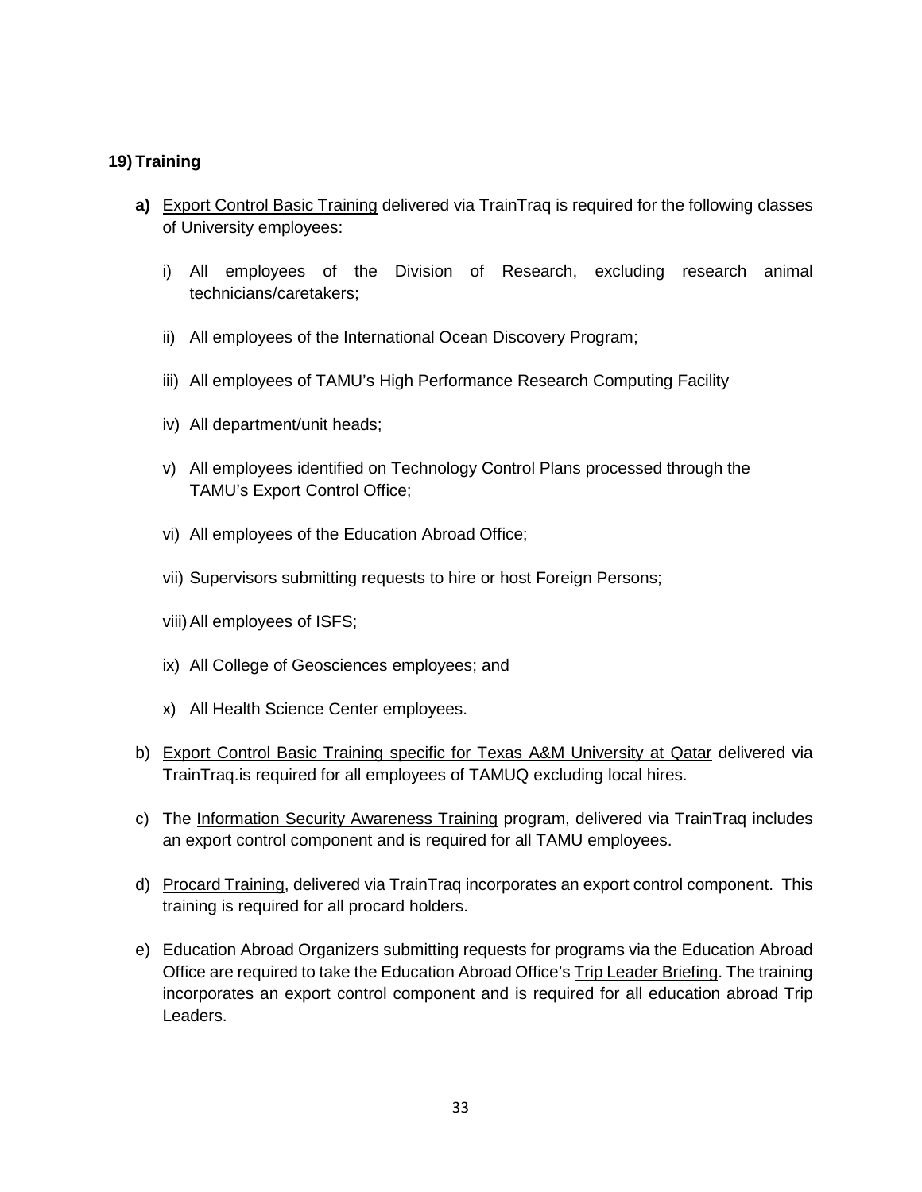## 19) Training

**a)** Export Control Basic Training delivered via TrainTraq is required for the following classes of University employees:

i) All employees of the Division of Research, excluding research animal technicians/caretakers;

ii) All employees of the International Ocean Discovery Program;

iii) All employees of TAMU's High Performance Research Computing Facility

iv) All department/unit heads;

v) All employees identified on Technology Control Plans processed through the TAMU's Export Control Office;

vi) All employees of the Education Abroad Office;

vii) Supervisors submitting requests to hire or host Foreign Persons;

viii) All employees of ISFS;

ix) All College of Geosciences employees; and

x) All Health Science Center employees.

b) Export Control Basic Training specific for Texas A&M University at Qatar delivered via TrainTraq.is required for all employees of TAMUQ excluding local hires.

c) The Information Security Awareness Training program, delivered via TrainTraq includes an export control component and is required for all TAMU employees.

d) Procard Training, delivered via TrainTraq incorporates an export control component. This training is required for all procard holders.

e) Education Abroad Organizers submitting requests for programs via the Education Abroad Office are required to take the Education Abroad Office's Trip Leader Briefing. The training incorporates an export control component and is required for all education abroad Trip Leaders.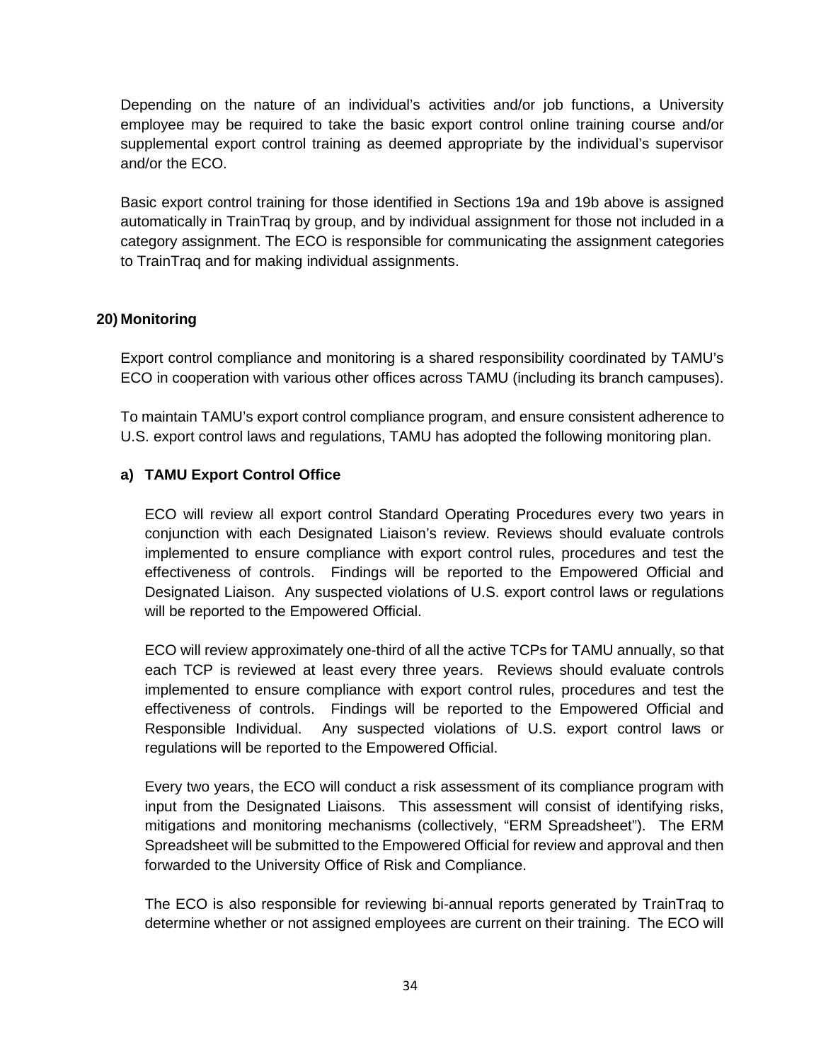Depending on the nature of an individual's activities and/or job functions, a University employee may be required to take the basic export control online training course and/or supplemental export control training as deemed appropriate by the individual's supervisor and/or the ECO.

Basic export control training for those identified in Sections 19a and 19b above is assigned automatically in TrainTraq by group, and by individual assignment for those not included in a category assignment. The ECO is responsible for communicating the assignment categories to TrainTraq and for making individual assignments.

## 20) Monitoring

Export control compliance and monitoring is a shared responsibility coordinated by TAMU's ECO in cooperation with various other offices across TAMU (including its branch campuses).

To maintain TAMU's export control compliance program, and ensure consistent adherence to U.S. export control laws and regulations, TAMU has adopted the following monitoring plan.

### a) TAMU Export Control Office

ECO will review all export control Standard Operating Procedures every two years in conjunction with each Designated Liaison's review. Reviews should evaluate controls implemented to ensure compliance with export control rules, procedures and test the effectiveness of controls. Findings will be reported to the Empowered Official and Designated Liaison. Any suspected violations of U.S. export control laws or regulations will be reported to the Empowered Official.

ECO will review approximately one-third of all the active TCPs for TAMU annually, so that each TCP is reviewed at least every three years. Reviews should evaluate controls implemented to ensure compliance with export control rules, procedures and test the effectiveness of controls. Findings will be reported to the Empowered Official and Responsible Individual. Any suspected violations of U.S. export control laws or regulations will be reported to the Empowered Official.

Every two years, the ECO will conduct a risk assessment of its compliance program with input from the Designated Liaisons. This assessment will consist of identifying risks, mitigations and monitoring mechanisms (collectively, "ERM Spreadsheet"). The ERM Spreadsheet will be submitted to the Empowered Official for review and approval and then forwarded to the University Office of Risk and Compliance.

The ECO is also responsible for reviewing bi-annual reports generated by TrainTraq to determine whether or not assigned employees are current on their training. The ECO will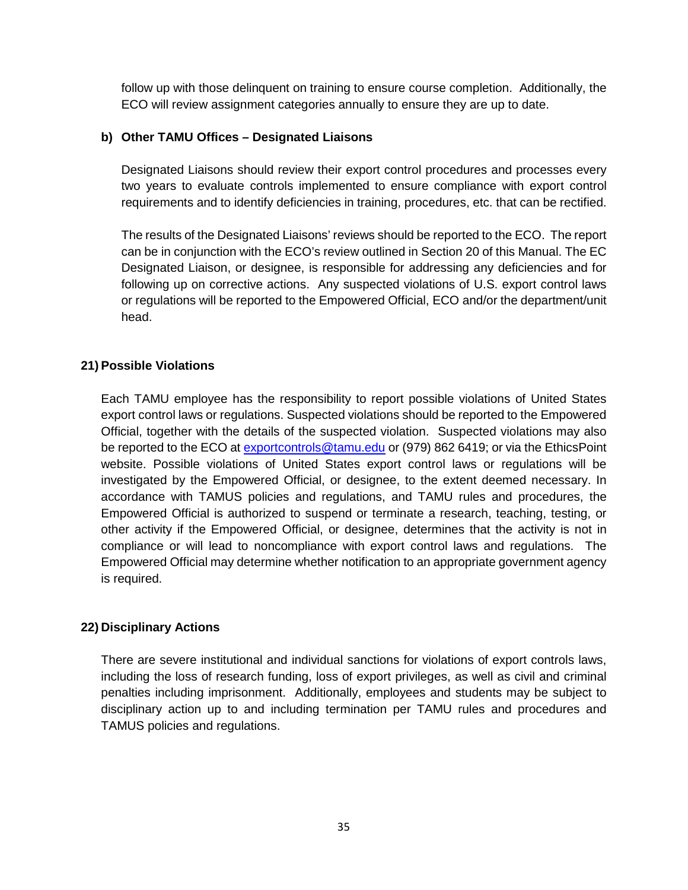follow up with those delinquent on training to ensure course completion. Additionally, the ECO will review assignment categories annually to ensure they are up to date.

**b) Other TAMU Offices – Designated Liaisons**

Designated Liaisons should review their export control procedures and processes every two years to evaluate controls implemented to ensure compliance with export control requirements and to identify deficiencies in training, procedures, etc. that can be rectified.

The results of the Designated Liaisons' reviews should be reported to the ECO. The report can be in conjunction with the ECO's review outlined in Section 20 of this Manual. The EC Designated Liaison, or designee, is responsible for addressing any deficiencies and for following up on corrective actions. Any suspected violations of U.S. export control laws or regulations will be reported to the Empowered Official, ECO and/or the department/unit head.

## 21) Possible Violations

Each TAMU employee has the responsibility to report possible violations of United States export control laws or regulations. Suspected violations should be reported to the Empowered Official, together with the details of the suspected violation. Suspected violations may also be reported to the ECO at exportcontrols@tamu.edu or (979) 862 6419; or via the EthicsPoint website. Possible violations of United States export control laws or regulations will be investigated by the Empowered Official, or designee, to the extent deemed necessary. In accordance with TAMUS policies and regulations, and TAMU rules and procedures, the Empowered Official is authorized to suspend or terminate a research, teaching, testing, or other activity if the Empowered Official, or designee, determines that the activity is not in compliance or will lead to noncompliance with export control laws and regulations. The Empowered Official may determine whether notification to an appropriate government agency is required.

## 22) Disciplinary Actions

There are severe institutional and individual sanctions for violations of export controls laws, including the loss of research funding, loss of export privileges, as well as civil and criminal penalties including imprisonment. Additionally, employees and students may be subject to disciplinary action up to and including termination per TAMU rules and procedures and TAMUS policies and regulations.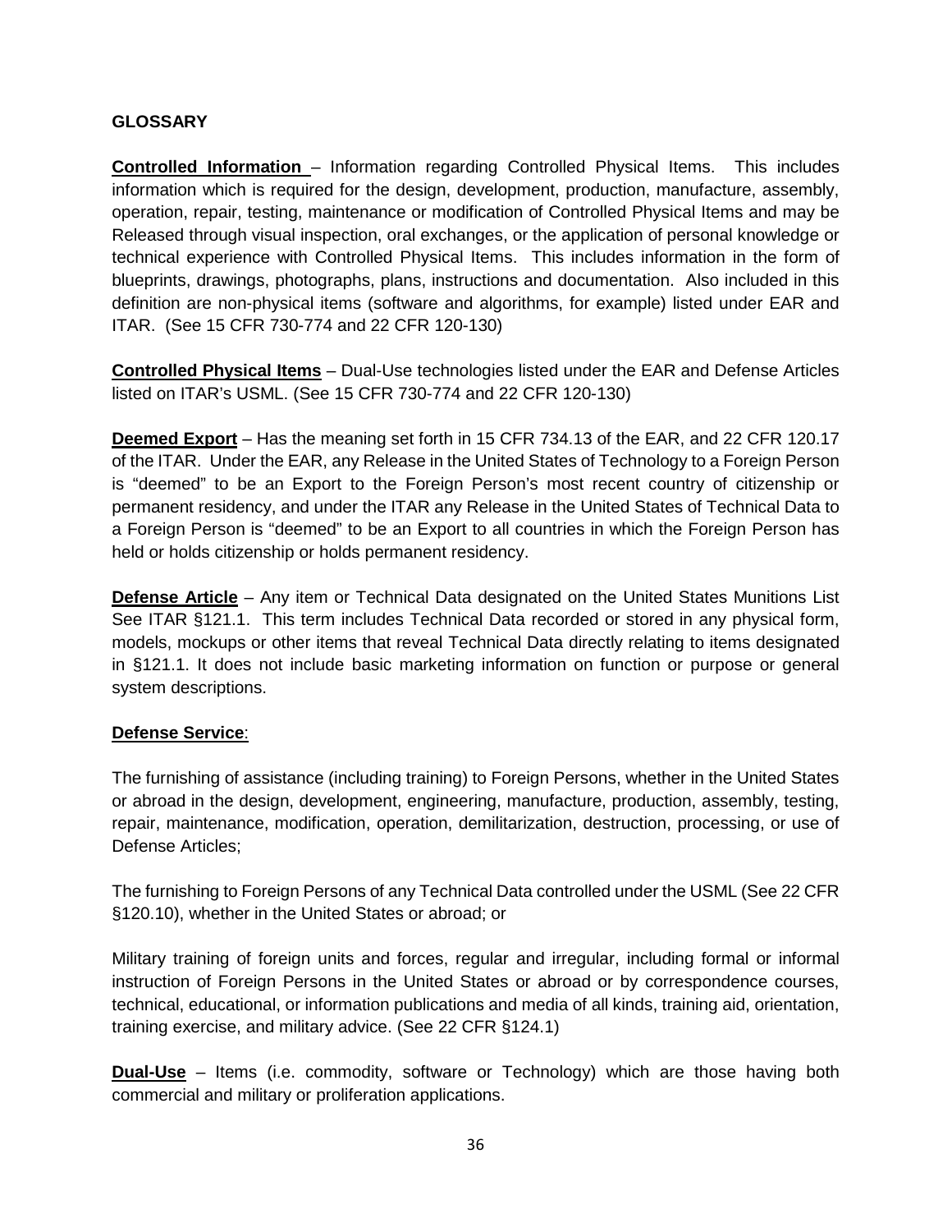## GLOSSARY

**Controlled Information** – Information regarding Controlled Physical Items. This includes information which is required for the design, development, production, manufacture, assembly, operation, repair, testing, maintenance or modification of Controlled Physical Items and may be Released through visual inspection, oral exchanges, or the application of personal knowledge or technical experience with Controlled Physical Items. This includes information in the form of blueprints, drawings, photographs, plans, instructions and documentation. Also included in this definition are non-physical items (software and algorithms, for example) listed under EAR and ITAR. (See 15 CFR 730-774 and 22 CFR 120-130)

**Controlled Physical Items** – Dual-Use technologies listed under the EAR and Defense Articles listed on ITAR's USML. (See 15 CFR 730-774 and 22 CFR 120-130)

**Deemed Export** – Has the meaning set forth in 15 CFR 734.13 of the EAR, and 22 CFR 120.17 of the ITAR. Under the EAR, any Release in the United States of Technology to a Foreign Person is "deemed" to be an Export to the Foreign Person's most recent country of citizenship or permanent residency, and under the ITAR any Release in the United States of Technical Data to a Foreign Person is "deemed" to be an Export to all countries in which the Foreign Person has held or holds citizenship or holds permanent residency.

**Defense Article** – Any item or Technical Data designated on the United States Munitions List See ITAR §121.1. This term includes Technical Data recorded or stored in any physical form, models, mockups or other items that reveal Technical Data directly relating to items designated in §121.1. It does not include basic marketing information on function or purpose or general system descriptions.

**Defense Service**:

The furnishing of assistance (including training) to Foreign Persons, whether in the United States or abroad in the design, development, engineering, manufacture, production, assembly, testing, repair, maintenance, modification, operation, demilitarization, destruction, processing, or use of Defense Articles;

The furnishing to Foreign Persons of any Technical Data controlled under the USML (See 22 CFR §120.10), whether in the United States or abroad; or

Military training of foreign units and forces, regular and irregular, including formal or informal instruction of Foreign Persons in the United States or abroad or by correspondence courses, technical, educational, or information publications and media of all kinds, training aid, orientation, training exercise, and military advice. (See 22 CFR §124.1)

**Dual-Use** – Items (i.e. commodity, software or Technology) which are those having both commercial and military or proliferation applications.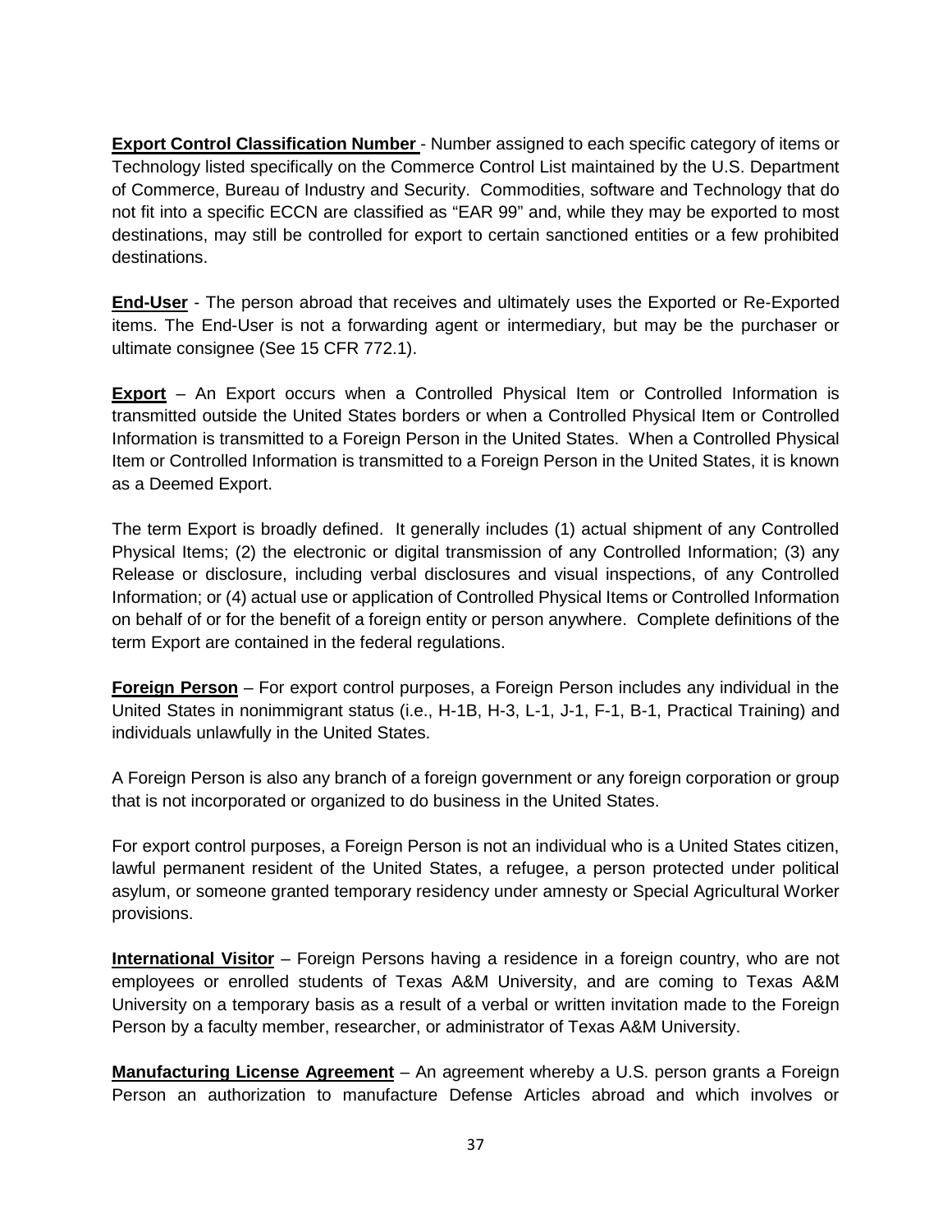**Export Control Classification Number** - Number assigned to each specific category of items or Technology listed specifically on the Commerce Control List maintained by the U.S. Department of Commerce, Bureau of Industry and Security. Commodities, software and Technology that do not fit into a specific ECCN are classified as "EAR 99" and, while they may be exported to most destinations, may still be controlled for export to certain sanctioned entities or a few prohibited destinations.

**End-User** - The person abroad that receives and ultimately uses the Exported or Re-Exported items. The End-User is not a forwarding agent or intermediary, but may be the purchaser or ultimate consignee (See 15 CFR 772.1).

**Export** – An Export occurs when a Controlled Physical Item or Controlled Information is transmitted outside the United States borders or when a Controlled Physical Item or Controlled Information is transmitted to a Foreign Person in the United States. When a Controlled Physical Item or Controlled Information is transmitted to a Foreign Person in the United States, it is known as a Deemed Export.

The term Export is broadly defined. It generally includes (1) actual shipment of any Controlled Physical Items; (2) the electronic or digital transmission of any Controlled Information; (3) any Release or disclosure, including verbal disclosures and visual inspections, of any Controlled Information; or (4) actual use or application of Controlled Physical Items or Controlled Information on behalf of or for the benefit of a foreign entity or person anywhere. Complete definitions of the term Export are contained in the federal regulations.

**Foreign Person** – For export control purposes, a Foreign Person includes any individual in the United States in nonimmigrant status (i.e., H-1B, H-3, L-1, J-1, F-1, B-1, Practical Training) and individuals unlawfully in the United States.

A Foreign Person is also any branch of a foreign government or any foreign corporation or group that is not incorporated or organized to do business in the United States.

For export control purposes, a Foreign Person is not an individual who is a United States citizen, lawful permanent resident of the United States, a refugee, a person protected under political asylum, or someone granted temporary residency under amnesty or Special Agricultural Worker provisions.

**International Visitor** – Foreign Persons having a residence in a foreign country, who are not employees or enrolled students of Texas A&M University, and are coming to Texas A&M University on a temporary basis as a result of a verbal or written invitation made to the Foreign Person by a faculty member, researcher, or administrator of Texas A&M University.

**Manufacturing License Agreement** – An agreement whereby a U.S. person grants a Foreign Person an authorization to manufacture Defense Articles abroad and which involves or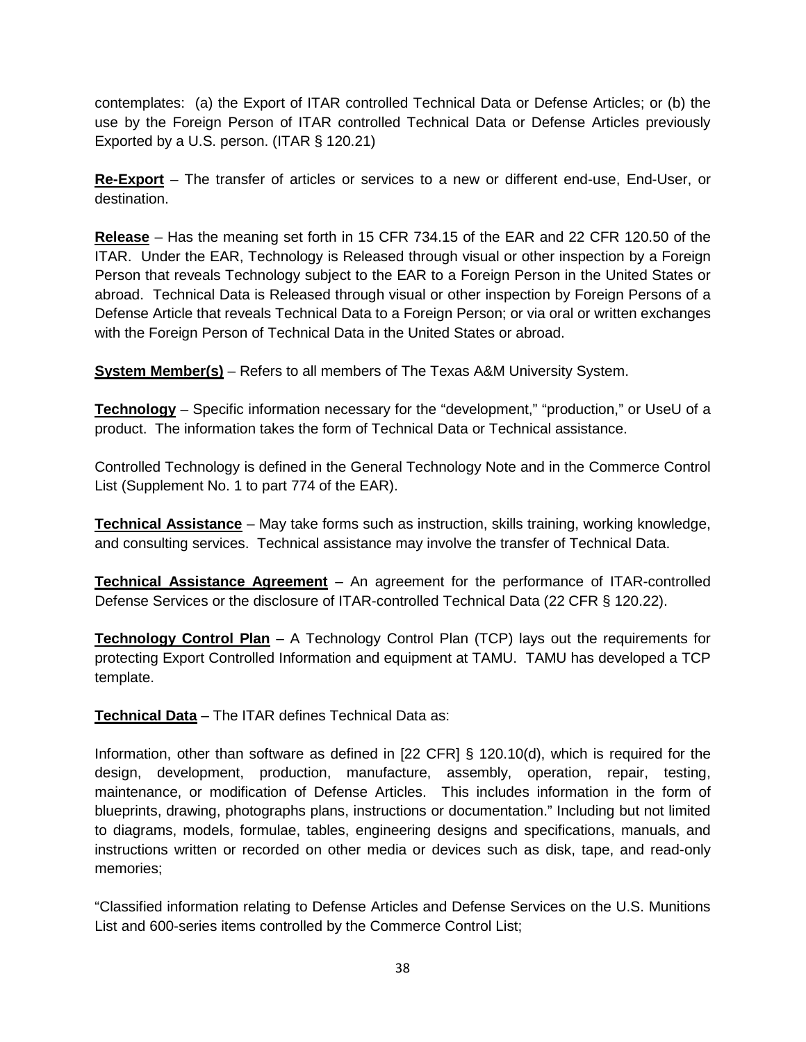contemplates: (a) the Export of ITAR controlled Technical Data or Defense Articles; or (b) the use by the Foreign Person of ITAR controlled Technical Data or Defense Articles previously Exported by a U.S. person. (ITAR § 120.21)

**Re-Export** – The transfer of articles or services to a new or different end-use, End-User, or destination.

**Release** – Has the meaning set forth in 15 CFR 734.15 of the EAR and 22 CFR 120.50 of the ITAR. Under the EAR, Technology is Released through visual or other inspection by a Foreign Person that reveals Technology subject to the EAR to a Foreign Person in the United States or abroad. Technical Data is Released through visual or other inspection by Foreign Persons of a Defense Article that reveals Technical Data to a Foreign Person; or via oral or written exchanges with the Foreign Person of Technical Data in the United States or abroad.

**System Member(s)** – Refers to all members of The Texas A&M University System.

**Technology** – Specific information necessary for the "development," "production," or UseU of a product. The information takes the form of Technical Data or Technical assistance.

Controlled Technology is defined in the General Technology Note and in the Commerce Control List (Supplement No. 1 to part 774 of the EAR).

**Technical Assistance** – May take forms such as instruction, skills training, working knowledge, and consulting services. Technical assistance may involve the transfer of Technical Data.

**Technical Assistance Agreement** – An agreement for the performance of ITAR-controlled Defense Services or the disclosure of ITAR-controlled Technical Data (22 CFR § 120.22).

**Technology Control Plan** – A Technology Control Plan (TCP) lays out the requirements for protecting Export Controlled Information and equipment at TAMU. TAMU has developed a TCP template.

**Technical Data** – The ITAR defines Technical Data as:

Information, other than software as defined in [22 CFR] § 120.10(d), which is required for the design, development, production, manufacture, assembly, operation, repair, testing, maintenance, or modification of Defense Articles. This includes information in the form of blueprints, drawing, photographs plans, instructions or documentation." Including but not limited to diagrams, models, formulae, tables, engineering designs and specifications, manuals, and instructions written or recorded on other media or devices such as disk, tape, and read-only memories;

"Classified information relating to Defense Articles and Defense Services on the U.S. Munitions List and 600-series items controlled by the Commerce Control List;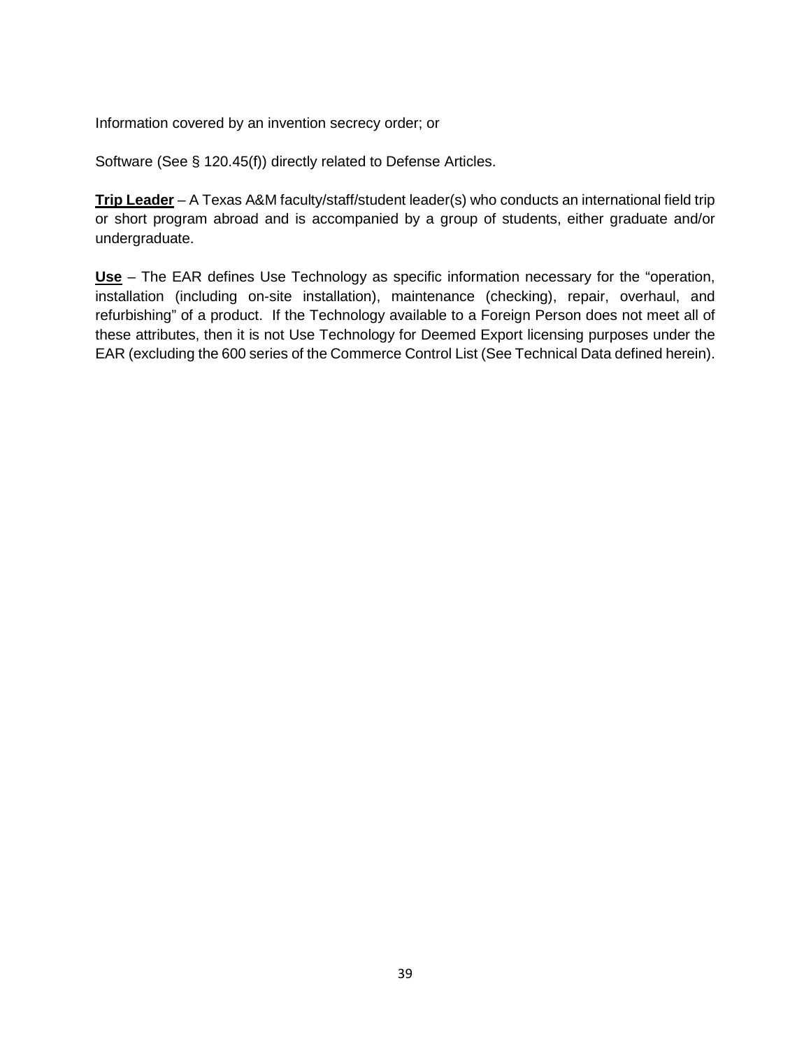Information covered by an invention secrecy order; or

Software (See § 120.45(f)) directly related to Defense Articles.

**Trip Leader** – A Texas A&M faculty/staff/student leader(s) who conducts an international field trip or short program abroad and is accompanied by a group of students, either graduate and/or undergraduate.

**Use** – The EAR defines Use Technology as specific information necessary for the "operation, installation (including on-site installation), maintenance (checking), repair, overhaul, and refurbishing" of a product. If the Technology available to a Foreign Person does not meet all of these attributes, then it is not Use Technology for Deemed Export licensing purposes under the EAR (excluding the 600 series of the Commerce Control List (See Technical Data defined herein).